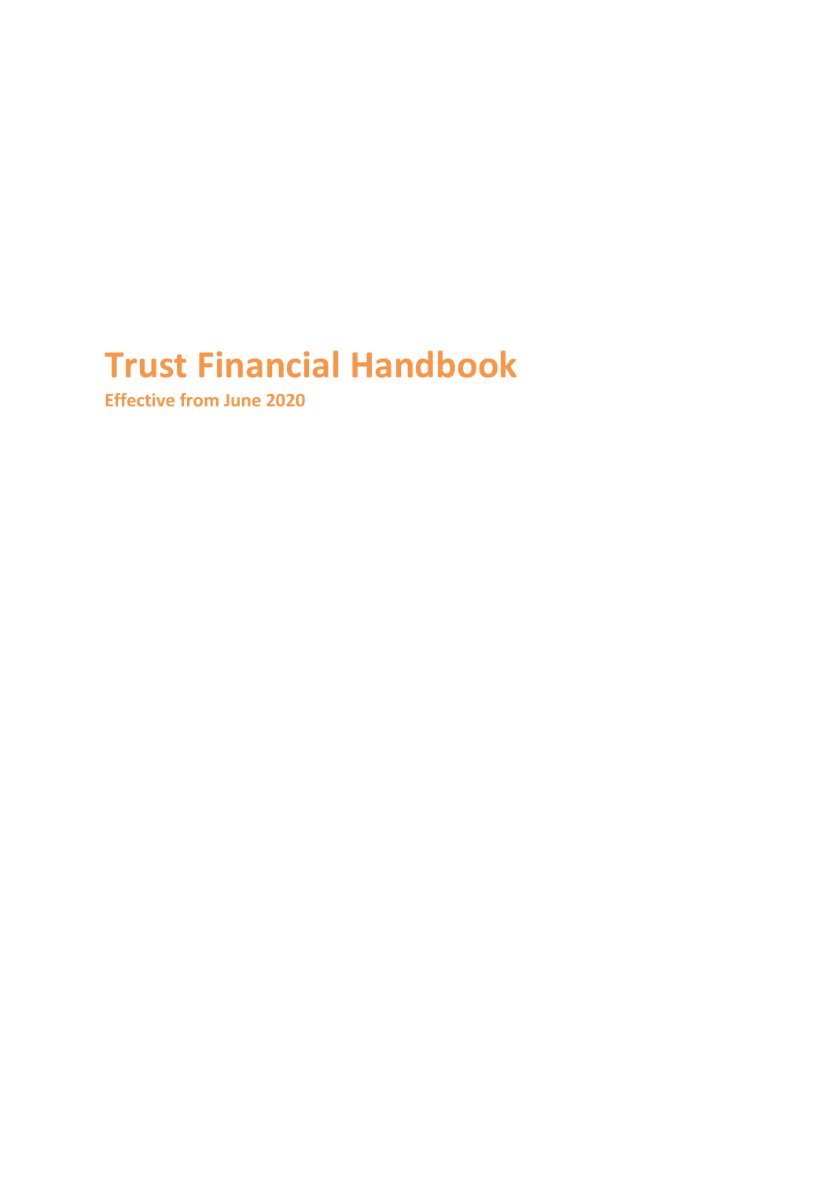# Trust Financial Handbook

**Effective from June 2020**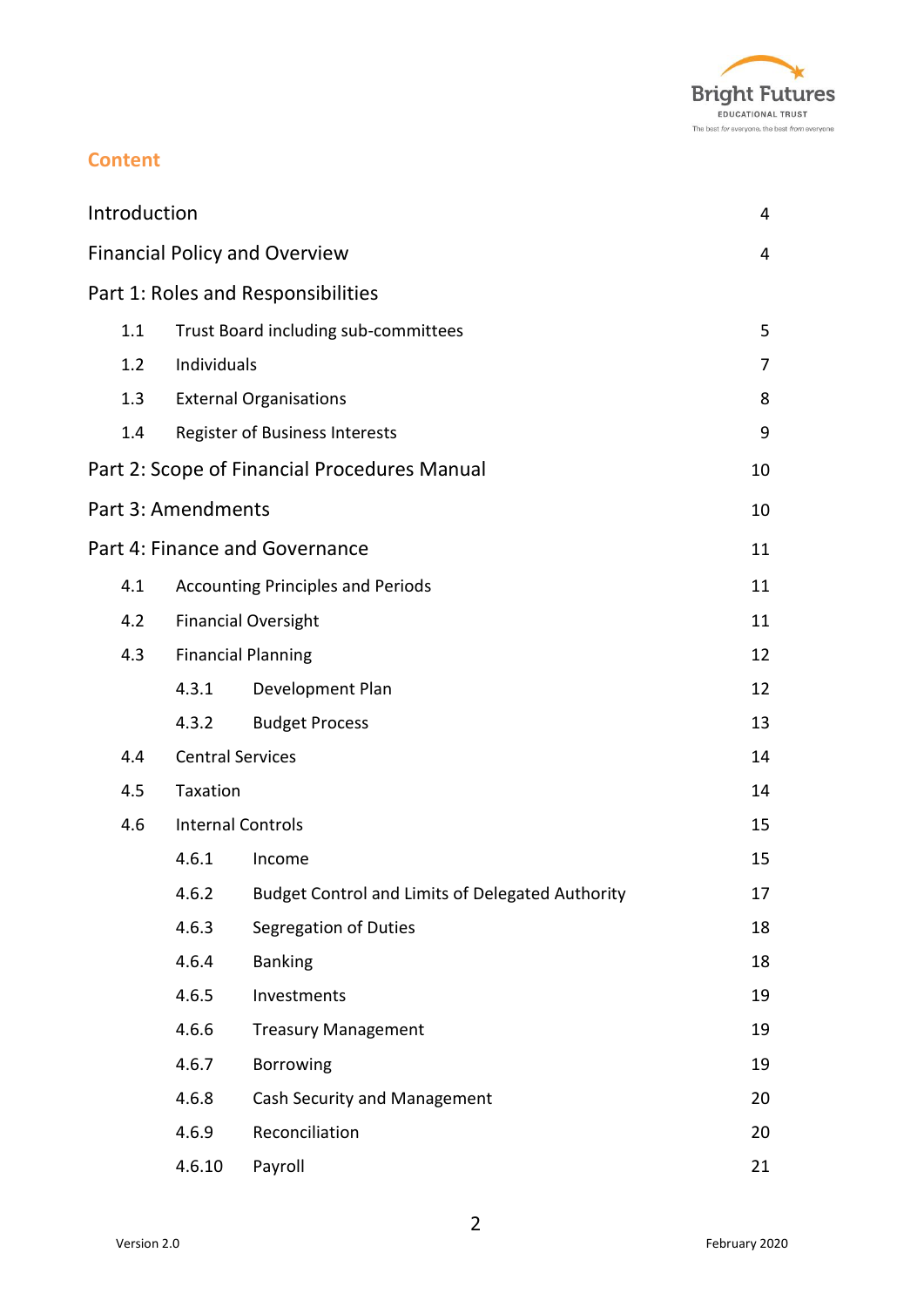## Content

| | | | |
|---|---|---|---|
| Introduction | | | 4 |
| Financial Policy and Overview | | | 4 |
| Part 1: Roles and Responsibilities | | | |
| | 1.1 | Trust Board including sub-committees | 5 |
| | 1.2 | Individuals | 7 |
| | 1.3 | External Organisations | 8 |
| | 1.4 | Register of Business Interests | 9 |
| Part 2: Scope of Financial Procedures Manual | | | 10 |
| Part 3: Amendments | | | 10 |
| Part 4: Finance and Governance | | | 11 |
| | 4.1 | Accounting Principles and Periods | 11 |
| | 4.2 | Financial Oversight | 11 |
| | 4.3 | Financial Planning | 12 |
| | 4.3.1 | Development Plan | 12 |
| | 4.3.2 | Budget Process | 13 |
| | 4.4 | Central Services | 14 |
| | 4.5 | Taxation | 14 |
| | 4.6 | Internal Controls | 15 |
| | 4.6.1 | Income | 15 |
| | 4.6.2 | Budget Control and Limits of Delegated Authority | 17 |
| | 4.6.3 | Segregation of Duties | 18 |
| | 4.6.4 | Banking | 18 |
| | 4.6.5 | Investments | 19 |
| | 4.6.6 | Treasury Management | 19 |
| | 4.6.7 | Borrowing | 19 |
| | 4.6.8 | Cash Security and Management | 20 |
| | 4.6.9 | Reconciliation | 20 |
| | 4.6.10 | Payroll | 21 |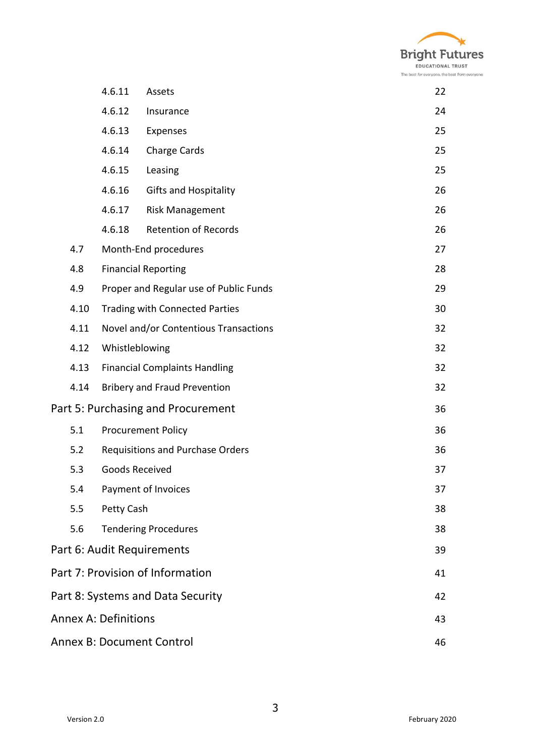| | | |
|---|---|---|
| 4.6.11 | Assets | 22 |
| 4.6.12 | Insurance | 24 |
| 4.6.13 | Expenses | 25 |
| 4.6.14 | Charge Cards | 25 |
| 4.6.15 | Leasing | 25 |
| 4.6.16 | Gifts and Hospitality | 26 |
| 4.6.17 | Risk Management | 26 |
| 4.6.18 | Retention of Records | 26 |
| 4.7 | Month-End procedures | 27 |
| 4.8 | Financial Reporting | 28 |
| 4.9 | Proper and Regular use of Public Funds | 29 |
| 4.10 | Trading with Connected Parties | 30 |
| 4.11 | Novel and/or Contentious Transactions | 32 |
| 4.12 | Whistleblowing | 32 |
| 4.13 | Financial Complaints Handling | 32 |
| 4.14 | Bribery and Fraud Prevention | 32 |
| Part 5: Purchasing and Procurement | | 36 |
| 5.1 | Procurement Policy | 36 |
| 5.2 | Requisitions and Purchase Orders | 36 |
| 5.3 | Goods Received | 37 |
| 5.4 | Payment of Invoices | 37 |
| 5.5 | Petty Cash | 38 |
| 5.6 | Tendering Procedures | 38 |
| Part 6: Audit Requirements | | 39 |
| Part 7: Provision of Information | | 41 |
| Part 8: Systems and Data Security | | 42 |
| Annex A: Definitions | | 43 |
| Annex B: Document Control | | 46 |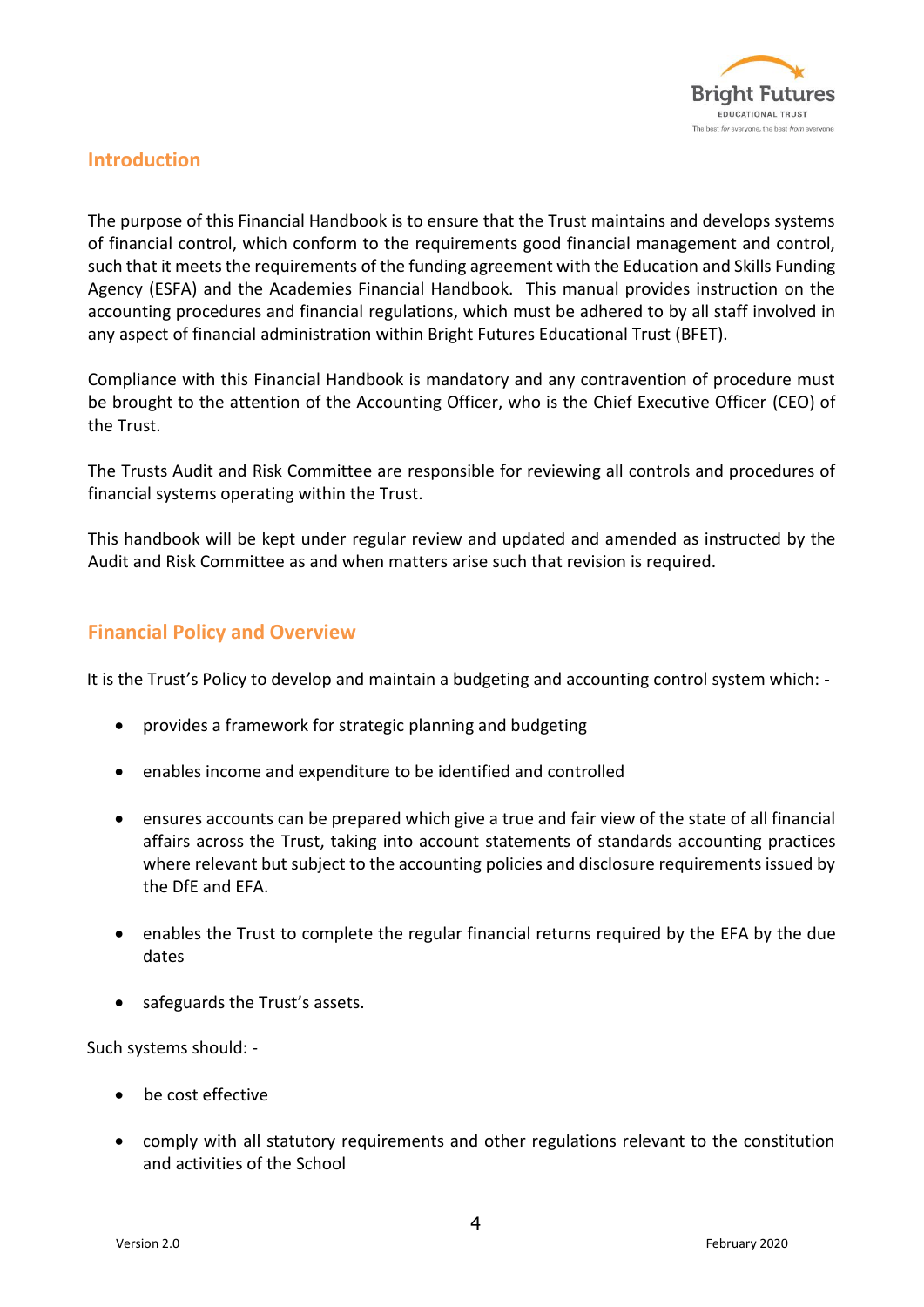## Introduction

The purpose of this Financial Handbook is to ensure that the Trust maintains and develops systems of financial control, which conform to the requirements good financial management and control, such that it meets the requirements of the funding agreement with the Education and Skills Funding Agency (ESFA) and the Academies Financial Handbook. This manual provides instruction on the accounting procedures and financial regulations, which must be adhered to by all staff involved in any aspect of financial administration within Bright Futures Educational Trust (BFET).

Compliance with this Financial Handbook is mandatory and any contravention of procedure must be brought to the attention of the Accounting Officer, who is the Chief Executive Officer (CEO) of the Trust.

The Trusts Audit and Risk Committee are responsible for reviewing all controls and procedures of financial systems operating within the Trust.

This handbook will be kept under regular review and updated and amended as instructed by the Audit and Risk Committee as and when matters arise such that revision is required.

## Financial Policy and Overview

It is the Trust's Policy to develop and maintain a budgeting and accounting control system which: -

- provides a framework for strategic planning and budgeting
- enables income and expenditure to be identified and controlled
- ensures accounts can be prepared which give a true and fair view of the state of all financial affairs across the Trust, taking into account statements of standards accounting practices where relevant but subject to the accounting policies and disclosure requirements issued by the DfE and EFA.
- enables the Trust to complete the regular financial returns required by the EFA by the due dates
- safeguards the Trust's assets.

Such systems should: -

- be cost effective
- comply with all statutory requirements and other regulations relevant to the constitution and activities of the School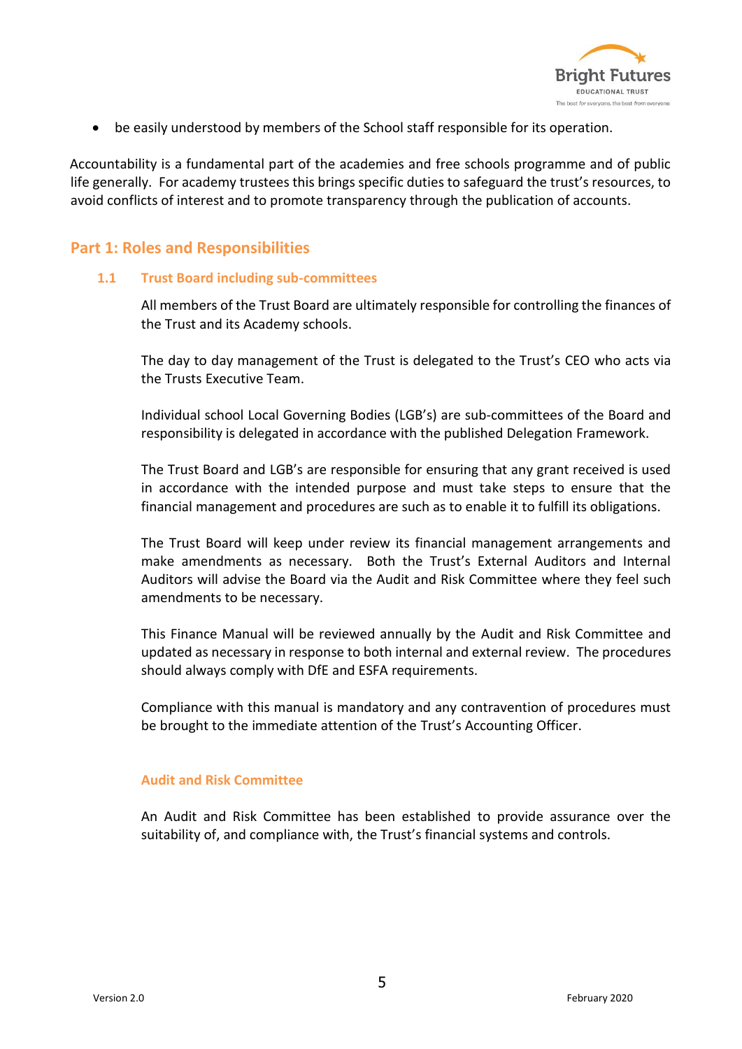- be easily understood by members of the School staff responsible for its operation.

Accountability is a fundamental part of the academies and free schools programme and of public life generally. For academy trustees this brings specific duties to safeguard the trust's resources, to avoid conflicts of interest and to promote transparency through the publication of accounts.

## Part 1: Roles and Responsibilities

### 1.1 Trust Board including sub-committees

All members of the Trust Board are ultimately responsible for controlling the finances of the Trust and its Academy schools.

The day to day management of the Trust is delegated to the Trust's CEO who acts via the Trusts Executive Team.

Individual school Local Governing Bodies (LGB's) are sub-committees of the Board and responsibility is delegated in accordance with the published Delegation Framework.

The Trust Board and LGB's are responsible for ensuring that any grant received is used in accordance with the intended purpose and must take steps to ensure that the financial management and procedures are such as to enable it to fulfill its obligations.

The Trust Board will keep under review its financial management arrangements and make amendments as necessary. Both the Trust's External Auditors and Internal Auditors will advise the Board via the Audit and Risk Committee where they feel such amendments to be necessary.

This Finance Manual will be reviewed annually by the Audit and Risk Committee and updated as necessary in response to both internal and external review. The procedures should always comply with DfE and ESFA requirements.

Compliance with this manual is mandatory and any contravention of procedures must be brought to the immediate attention of the Trust's Accounting Officer.

#### Audit and Risk Committee

An Audit and Risk Committee has been established to provide assurance over the suitability of, and compliance with, the Trust's financial systems and controls.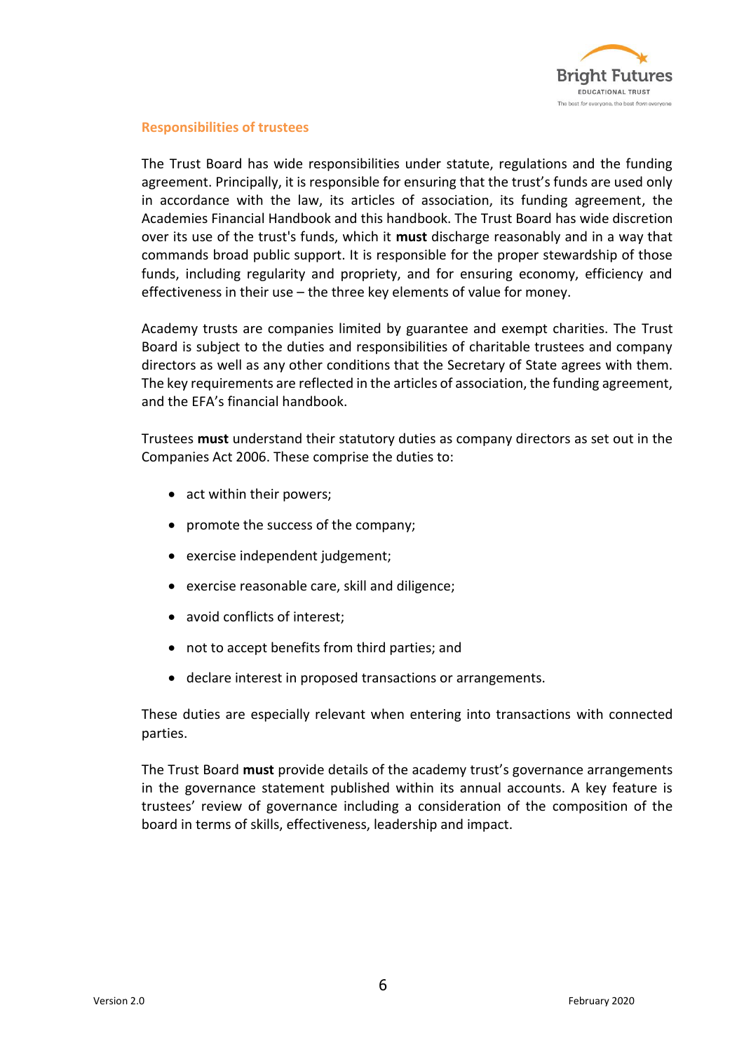## Responsibilities of trustees

The Trust Board has wide responsibilities under statute, regulations and the funding agreement. Principally, it is responsible for ensuring that the trust's funds are used only in accordance with the law, its articles of association, its funding agreement, the Academies Financial Handbook and this handbook. The Trust Board has wide discretion over its use of the trust's funds, which it **must** discharge reasonably and in a way that commands broad public support. It is responsible for the proper stewardship of those funds, including regularity and propriety, and for ensuring economy, efficiency and effectiveness in their use – the three key elements of value for money.

Academy trusts are companies limited by guarantee and exempt charities. The Trust Board is subject to the duties and responsibilities of charitable trustees and company directors as well as any other conditions that the Secretary of State agrees with them. The key requirements are reflected in the articles of association, the funding agreement, and the EFA's financial handbook.

Trustees **must** understand their statutory duties as company directors as set out in the Companies Act 2006. These comprise the duties to:

- act within their powers;
- promote the success of the company;
- exercise independent judgement;
- exercise reasonable care, skill and diligence;
- avoid conflicts of interest;
- not to accept benefits from third parties; and
- declare interest in proposed transactions or arrangements.

These duties are especially relevant when entering into transactions with connected parties.

The Trust Board **must** provide details of the academy trust's governance arrangements in the governance statement published within its annual accounts. A key feature is trustees' review of governance including a consideration of the composition of the board in terms of skills, effectiveness, leadership and impact.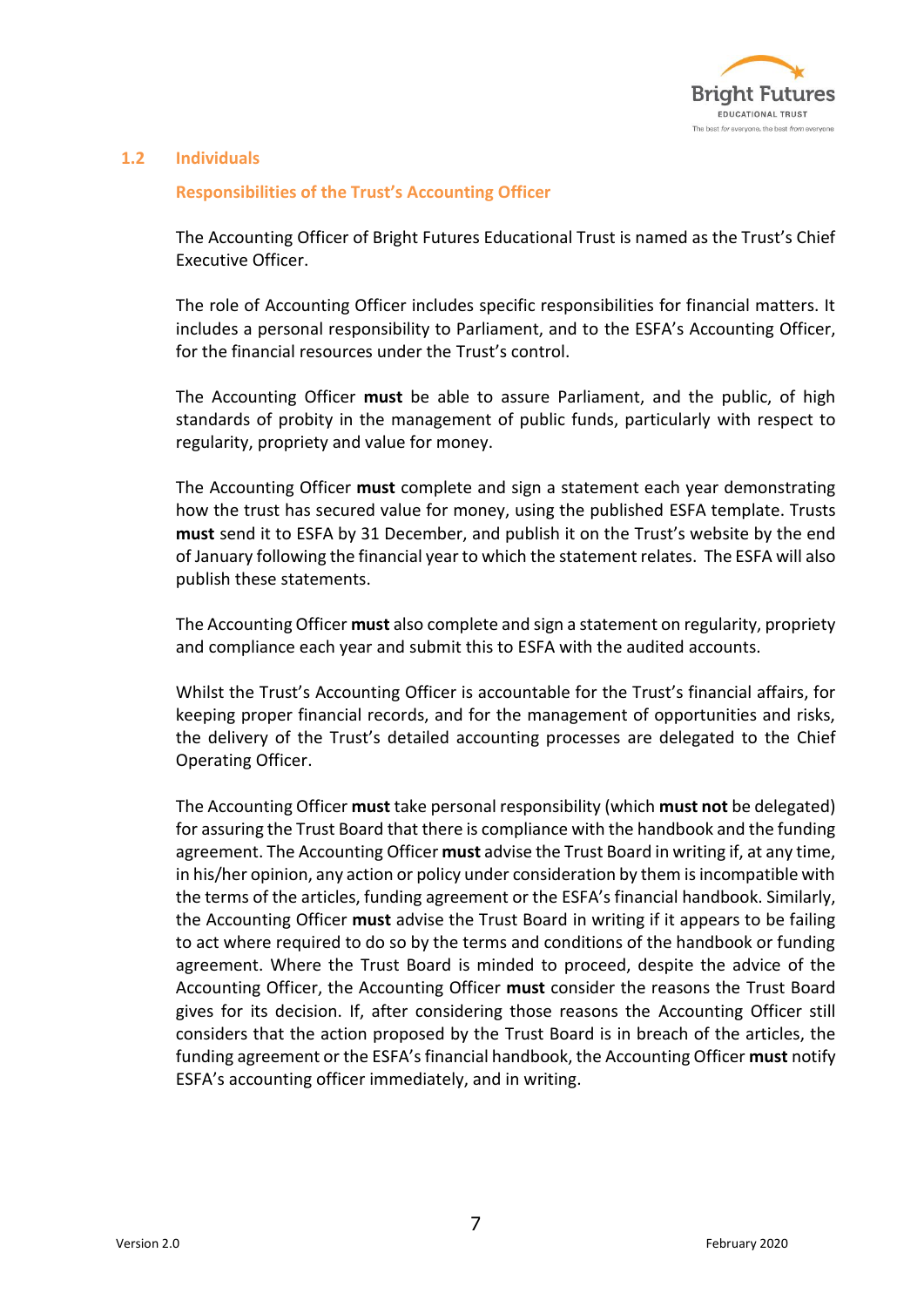## 1.2 Individuals

### Responsibilities of the Trust's Accounting Officer

The Accounting Officer of Bright Futures Educational Trust is named as the Trust's Chief Executive Officer.

The role of Accounting Officer includes specific responsibilities for financial matters. It includes a personal responsibility to Parliament, and to the ESFA's Accounting Officer, for the financial resources under the Trust's control.

The Accounting Officer **must** be able to assure Parliament, and the public, of high standards of probity in the management of public funds, particularly with respect to regularity, propriety and value for money.

The Accounting Officer **must** complete and sign a statement each year demonstrating how the trust has secured value for money, using the published ESFA template. Trusts **must** send it to ESFA by 31 December, and publish it on the Trust's website by the end of January following the financial year to which the statement relates. The ESFA will also publish these statements.

The Accounting Officer **must** also complete and sign a statement on regularity, propriety and compliance each year and submit this to ESFA with the audited accounts.

Whilst the Trust's Accounting Officer is accountable for the Trust's financial affairs, for keeping proper financial records, and for the management of opportunities and risks, the delivery of the Trust's detailed accounting processes are delegated to the Chief Operating Officer.

The Accounting Officer **must** take personal responsibility (which **must not** be delegated) for assuring the Trust Board that there is compliance with the handbook and the funding agreement. The Accounting Officer **must** advise the Trust Board in writing if, at any time, in his/her opinion, any action or policy under consideration by them is incompatible with the terms of the articles, funding agreement or the ESFA's financial handbook. Similarly, the Accounting Officer **must** advise the Trust Board in writing if it appears to be failing to act where required to do so by the terms and conditions of the handbook or funding agreement. Where the Trust Board is minded to proceed, despite the advice of the Accounting Officer, the Accounting Officer **must** consider the reasons the Trust Board gives for its decision. If, after considering those reasons the Accounting Officer still considers that the action proposed by the Trust Board is in breach of the articles, the funding agreement or the ESFA's financial handbook, the Accounting Officer **must** notify ESFA's accounting officer immediately, and in writing.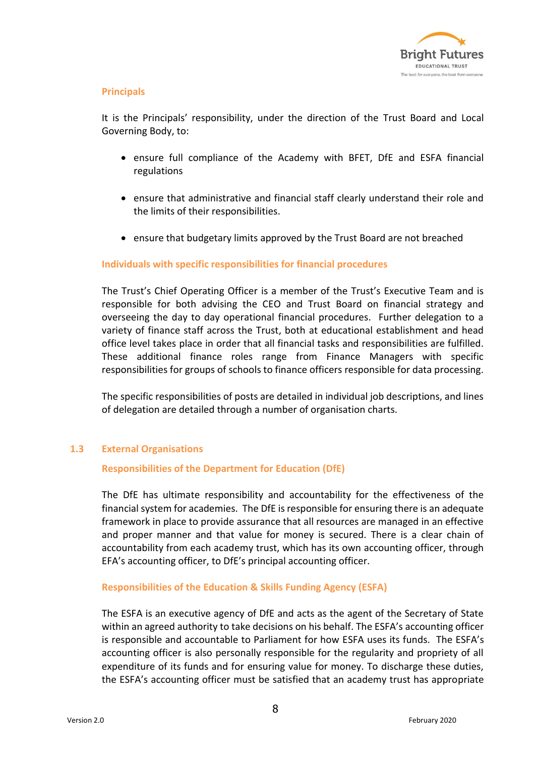### Principals

It is the Principals' responsibility, under the direction of the Trust Board and Local Governing Body, to:

- ensure full compliance of the Academy with BFET, DfE and ESFA financial regulations
- ensure that administrative and financial staff clearly understand their role and the limits of their responsibilities.
- ensure that budgetary limits approved by the Trust Board are not breached

### Individuals with specific responsibilities for financial procedures

The Trust's Chief Operating Officer is a member of the Trust's Executive Team and is responsible for both advising the CEO and Trust Board on financial strategy and overseeing the day to day operational financial procedures. Further delegation to a variety of finance staff across the Trust, both at educational establishment and head office level takes place in order that all financial tasks and responsibilities are fulfilled. These additional finance roles range from Finance Managers with specific responsibilities for groups of schools to finance officers responsible for data processing.

The specific responsibilities of posts are detailed in individual job descriptions, and lines of delegation are detailed through a number of organisation charts.

## 1.3 External Organisations

### Responsibilities of the Department for Education (DfE)

The DfE has ultimate responsibility and accountability for the effectiveness of the financial system for academies. The DfE is responsible for ensuring there is an adequate framework in place to provide assurance that all resources are managed in an effective and proper manner and that value for money is secured. There is a clear chain of accountability from each academy trust, which has its own accounting officer, through EFA's accounting officer, to DfE's principal accounting officer.

### Responsibilities of the Education & Skills Funding Agency (ESFA)

The ESFA is an executive agency of DfE and acts as the agent of the Secretary of State within an agreed authority to take decisions on his behalf. The ESFA's accounting officer is responsible and accountable to Parliament for how ESFA uses its funds. The ESFA's accounting officer is also personally responsible for the regularity and propriety of all expenditure of its funds and for ensuring value for money. To discharge these duties, the ESFA's accounting officer must be satisfied that an academy trust has appropriate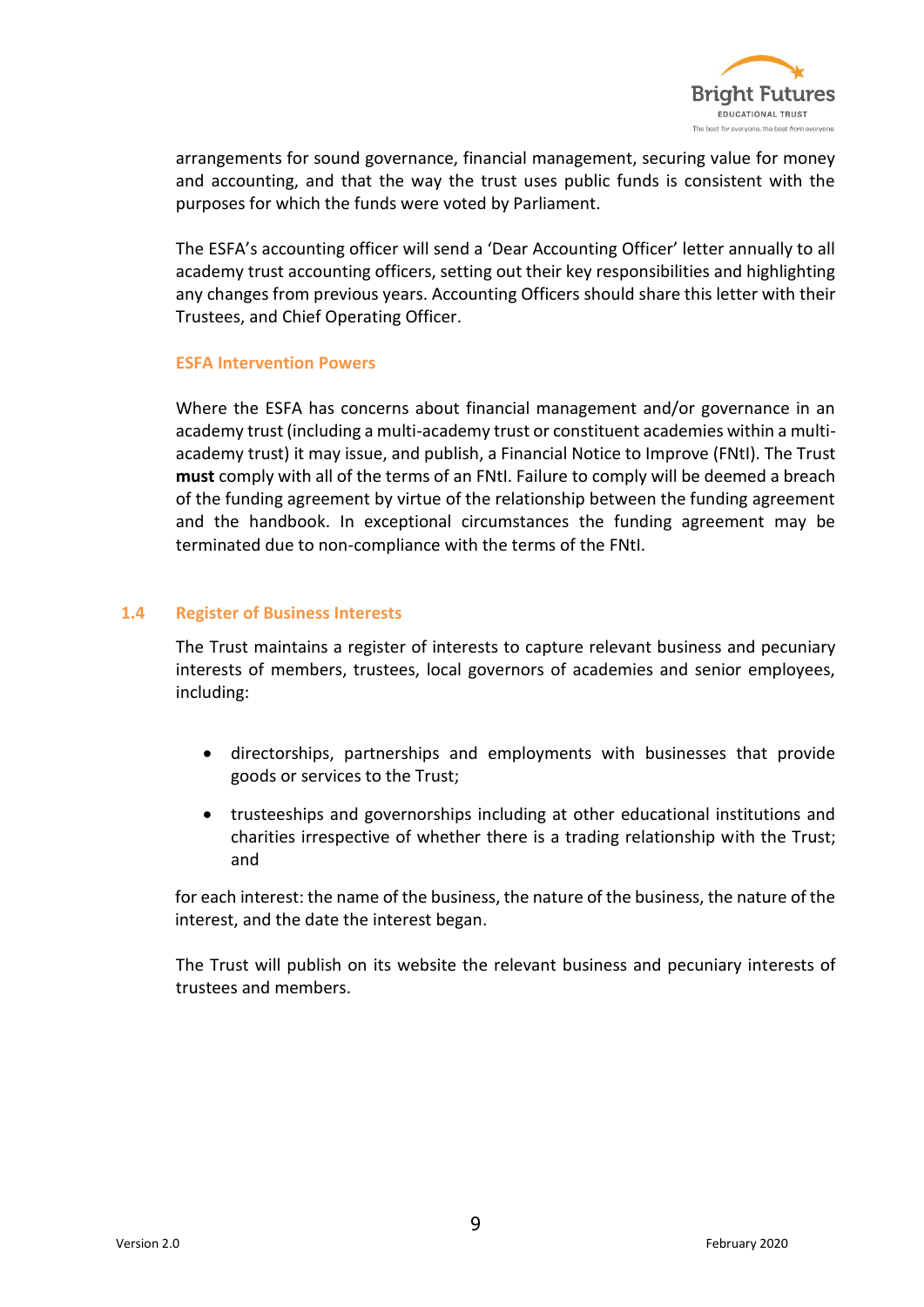arrangements for sound governance, financial management, securing value for money and accounting, and that the way the trust uses public funds is consistent with the purposes for which the funds were voted by Parliament.

The ESFA's accounting officer will send a 'Dear Accounting Officer' letter annually to all academy trust accounting officers, setting out their key responsibilities and highlighting any changes from previous years. Accounting Officers should share this letter with their Trustees, and Chief Operating Officer.

### ESFA Intervention Powers

Where the ESFA has concerns about financial management and/or governance in an academy trust (including a multi-academy trust or constituent academies within a multi-academy trust) it may issue, and publish, a Financial Notice to Improve (FNtI). The Trust **must** comply with all of the terms of an FNtI. Failure to comply will be deemed a breach of the funding agreement by virtue of the relationship between the funding agreement and the handbook. In exceptional circumstances the funding agreement may be terminated due to non-compliance with the terms of the FNtI.

## 1.4 Register of Business Interests

The Trust maintains a register of interests to capture relevant business and pecuniary interests of members, trustees, local governors of academies and senior employees, including:

- directorships, partnerships and employments with businesses that provide goods or services to the Trust;
- trusteeships and governorships including at other educational institutions and charities irrespective of whether there is a trading relationship with the Trust; and

for each interest: the name of the business, the nature of the business, the nature of the interest, and the date the interest began.

The Trust will publish on its website the relevant business and pecuniary interests of trustees and members.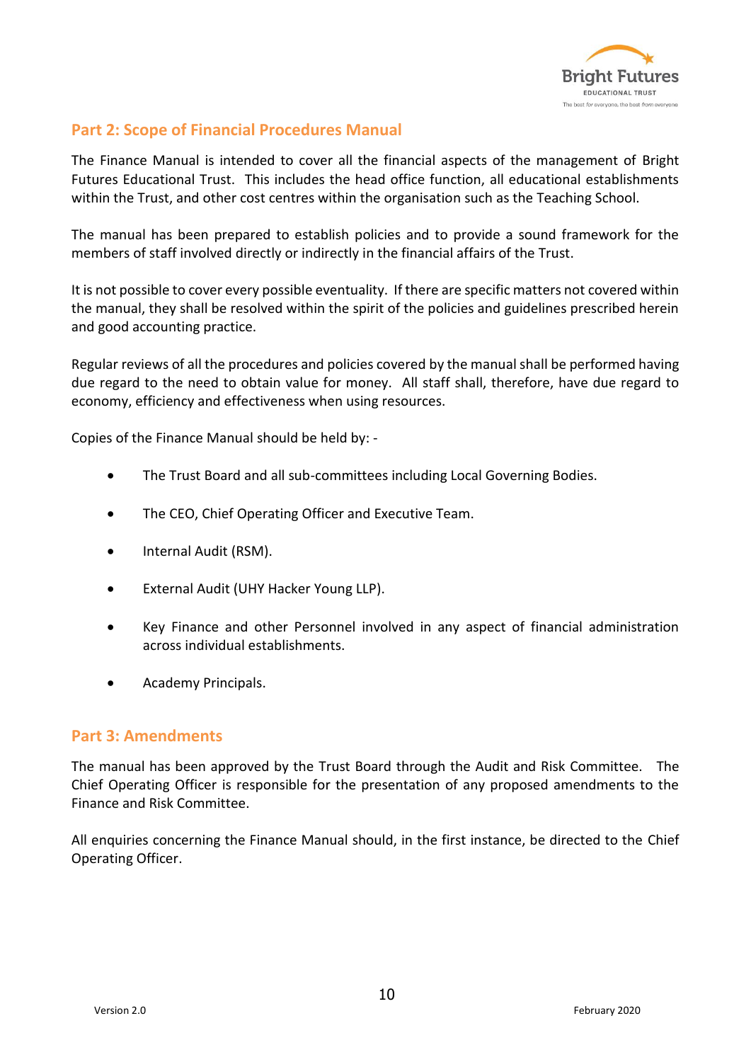## Part 2: Scope of Financial Procedures Manual

The Finance Manual is intended to cover all the financial aspects of the management of Bright Futures Educational Trust. This includes the head office function, all educational establishments within the Trust, and other cost centres within the organisation such as the Teaching School.

The manual has been prepared to establish policies and to provide a sound framework for the members of staff involved directly or indirectly in the financial affairs of the Trust.

It is not possible to cover every possible eventuality. If there are specific matters not covered within the manual, they shall be resolved within the spirit of the policies and guidelines prescribed herein and good accounting practice.

Regular reviews of all the procedures and policies covered by the manual shall be performed having due regard to the need to obtain value for money. All staff shall, therefore, have due regard to economy, efficiency and effectiveness when using resources.

Copies of the Finance Manual should be held by: -

- The Trust Board and all sub-committees including Local Governing Bodies.
- The CEO, Chief Operating Officer and Executive Team.
- Internal Audit (RSM).
- External Audit (UHY Hacker Young LLP).
- Key Finance and other Personnel involved in any aspect of financial administration across individual establishments.
- Academy Principals.

## Part 3: Amendments

The manual has been approved by the Trust Board through the Audit and Risk Committee. The Chief Operating Officer is responsible for the presentation of any proposed amendments to the Finance and Risk Committee.

All enquiries concerning the Finance Manual should, in the first instance, be directed to the Chief Operating Officer.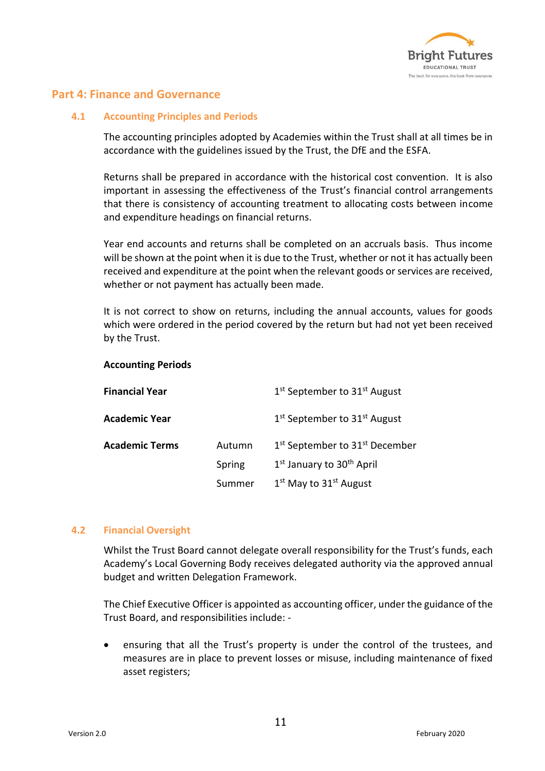## Part 4: Finance and Governance

### 4.1 Accounting Principles and Periods

The accounting principles adopted by Academies within the Trust shall at all times be in accordance with the guidelines issued by the Trust, the DfE and the ESFA.

Returns shall be prepared in accordance with the historical cost convention. It is also important in assessing the effectiveness of the Trust's financial control arrangements that there is consistency of accounting treatment to allocating costs between income and expenditure headings on financial returns.

Year end accounts and returns shall be completed on an accruals basis. Thus income will be shown at the point when it is due to the Trust, whether or not it has actually been received and expenditure at the point when the relevant goods or services are received, whether or not payment has actually been made.

It is not correct to show on returns, including the annual accounts, values for goods which were ordered in the period covered by the return but had not yet been received by the Trust.

**Accounting Periods**

| | | |
|---|---|---|
| **Financial Year** | | 1st September to 31st August |
| **Academic Year** | | 1st September to 31st August |
| **Academic Terms** | Autumn | 1st September to 31st December |
| | Spring | 1st January to 30th April |
| | Summer | 1st May to 31st August |

### 4.2 Financial Oversight

Whilst the Trust Board cannot delegate overall responsibility for the Trust's funds, each Academy's Local Governing Body receives delegated authority via the approved annual budget and written Delegation Framework.

The Chief Executive Officer is appointed as accounting officer, under the guidance of the Trust Board, and responsibilities include: -

- ensuring that all the Trust's property is under the control of the trustees, and measures are in place to prevent losses or misuse, including maintenance of fixed asset registers;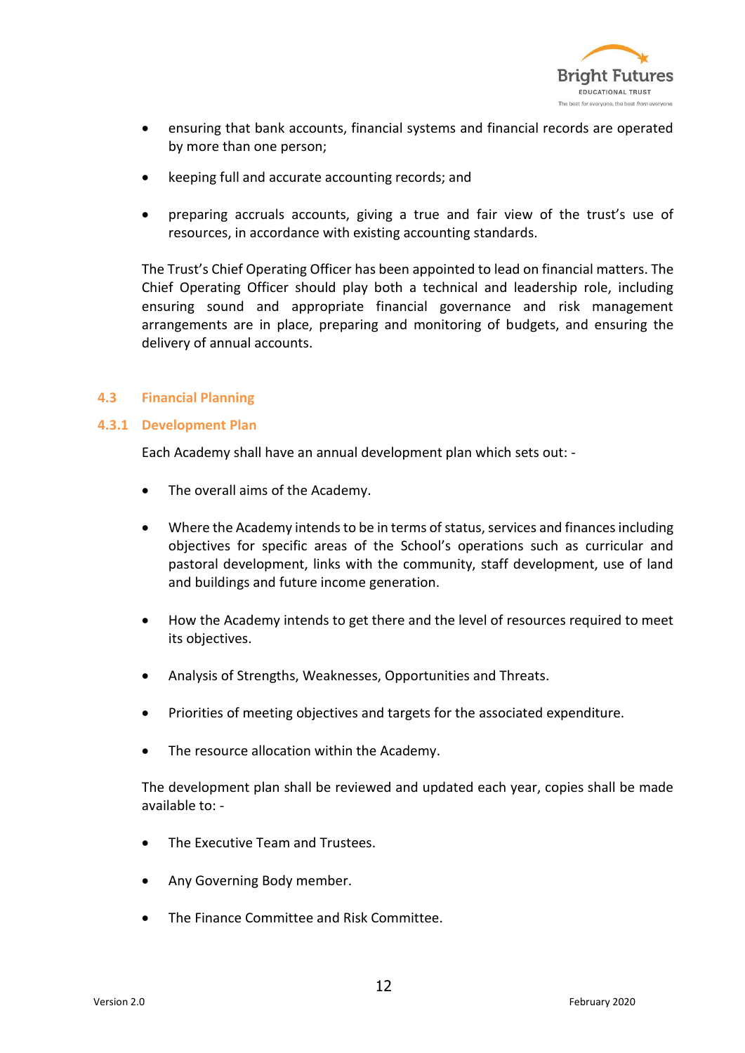- ensuring that bank accounts, financial systems and financial records are operated by more than one person;
- keeping full and accurate accounting records; and
- preparing accruals accounts, giving a true and fair view of the trust's use of resources, in accordance with existing accounting standards.

The Trust's Chief Operating Officer has been appointed to lead on financial matters. The Chief Operating Officer should play both a technical and leadership role, including ensuring sound and appropriate financial governance and risk management arrangements are in place, preparing and monitoring of budgets, and ensuring the delivery of annual accounts.

## 4.3 Financial Planning

### 4.3.1 Development Plan

Each Academy shall have an annual development plan which sets out: -

- The overall aims of the Academy.
- Where the Academy intends to be in terms of status, services and finances including objectives for specific areas of the School's operations such as curricular and pastoral development, links with the community, staff development, use of land and buildings and future income generation.
- How the Academy intends to get there and the level of resources required to meet its objectives.
- Analysis of Strengths, Weaknesses, Opportunities and Threats.
- Priorities of meeting objectives and targets for the associated expenditure.
- The resource allocation within the Academy.

The development plan shall be reviewed and updated each year, copies shall be made available to: -

- The Executive Team and Trustees.
- Any Governing Body member.
- The Finance Committee and Risk Committee.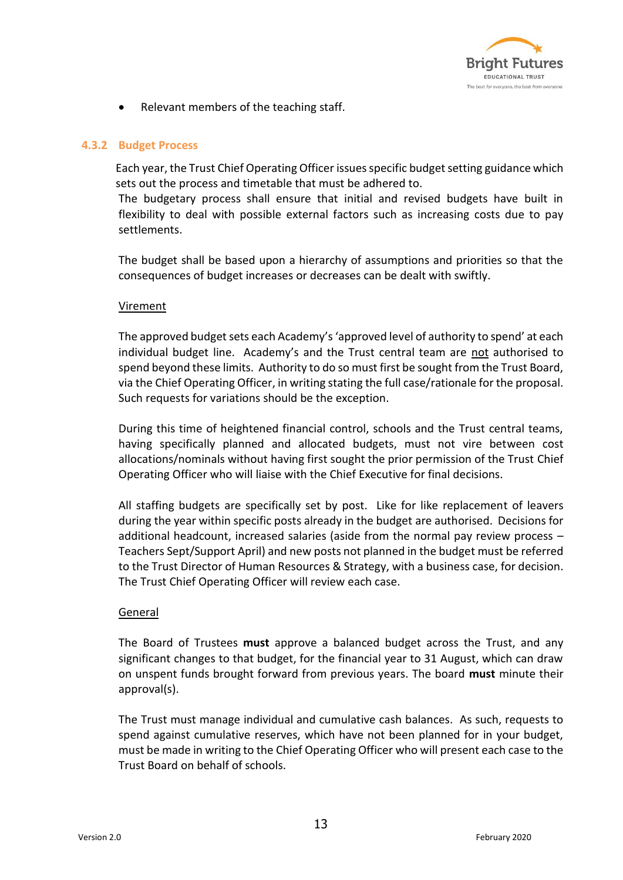- Relevant members of the teaching staff.

### 4.3.2 Budget Process

Each year, the Trust Chief Operating Officer issues specific budget setting guidance which sets out the process and timetable that must be adhered to.
The budgetary process shall ensure that initial and revised budgets have built in flexibility to deal with possible external factors such as increasing costs due to pay settlements.

The budget shall be based upon a hierarchy of assumptions and priorities so that the consequences of budget increases or decreases can be dealt with swiftly.

Virement

The approved budget sets each Academy's 'approved level of authority to spend' at each individual budget line. Academy's and the Trust central team are not authorised to spend beyond these limits. Authority to do so must first be sought from the Trust Board, via the Chief Operating Officer, in writing stating the full case/rationale for the proposal. Such requests for variations should be the exception.

During this time of heightened financial control, schools and the Trust central teams, having specifically planned and allocated budgets, must not vire between cost allocations/nominals without having first sought the prior permission of the Trust Chief Operating Officer who will liaise with the Chief Executive for final decisions.

All staffing budgets are specifically set by post. Like for like replacement of leavers during the year within specific posts already in the budget are authorised. Decisions for additional headcount, increased salaries (aside from the normal pay review process – Teachers Sept/Support April) and new posts not planned in the budget must be referred to the Trust Director of Human Resources & Strategy, with a business case, for decision. The Trust Chief Operating Officer will review each case.

General

The Board of Trustees **must** approve a balanced budget across the Trust, and any significant changes to that budget, for the financial year to 31 August, which can draw on unspent funds brought forward from previous years. The board **must** minute their approval(s).

The Trust must manage individual and cumulative cash balances. As such, requests to spend against cumulative reserves, which have not been planned for in your budget, must be made in writing to the Chief Operating Officer who will present each case to the Trust Board on behalf of schools.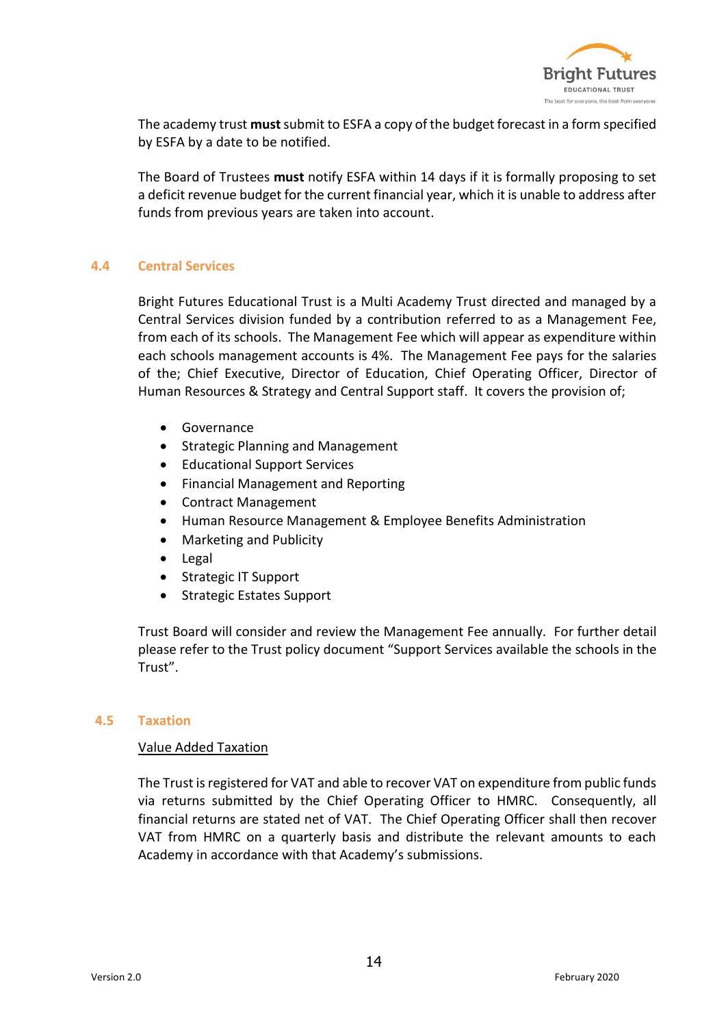The academy trust **must** submit to ESFA a copy of the budget forecast in a form specified by ESFA by a date to be notified.

The Board of Trustees **must** notify ESFA within 14 days if it is formally proposing to set a deficit revenue budget for the current financial year, which it is unable to address after funds from previous years are taken into account.

## 4.4 Central Services

Bright Futures Educational Trust is a Multi Academy Trust directed and managed by a Central Services division funded by a contribution referred to as a Management Fee, from each of its schools. The Management Fee which will appear as expenditure within each schools management accounts is 4%. The Management Fee pays for the salaries of the; Chief Executive, Director of Education, Chief Operating Officer, Director of Human Resources & Strategy and Central Support staff. It covers the provision of;

- Governance
- Strategic Planning and Management
- Educational Support Services
- Financial Management and Reporting
- Contract Management
- Human Resource Management & Employee Benefits Administration
- Marketing and Publicity
- Legal
- Strategic IT Support
- Strategic Estates Support

Trust Board will consider and review the Management Fee annually. For further detail please refer to the Trust policy document "Support Services available the schools in the Trust".

## 4.5 Taxation

Value Added Taxation

The Trust is registered for VAT and able to recover VAT on expenditure from public funds via returns submitted by the Chief Operating Officer to HMRC. Consequently, all financial returns are stated net of VAT. The Chief Operating Officer shall then recover VAT from HMRC on a quarterly basis and distribute the relevant amounts to each Academy in accordance with that Academy's submissions.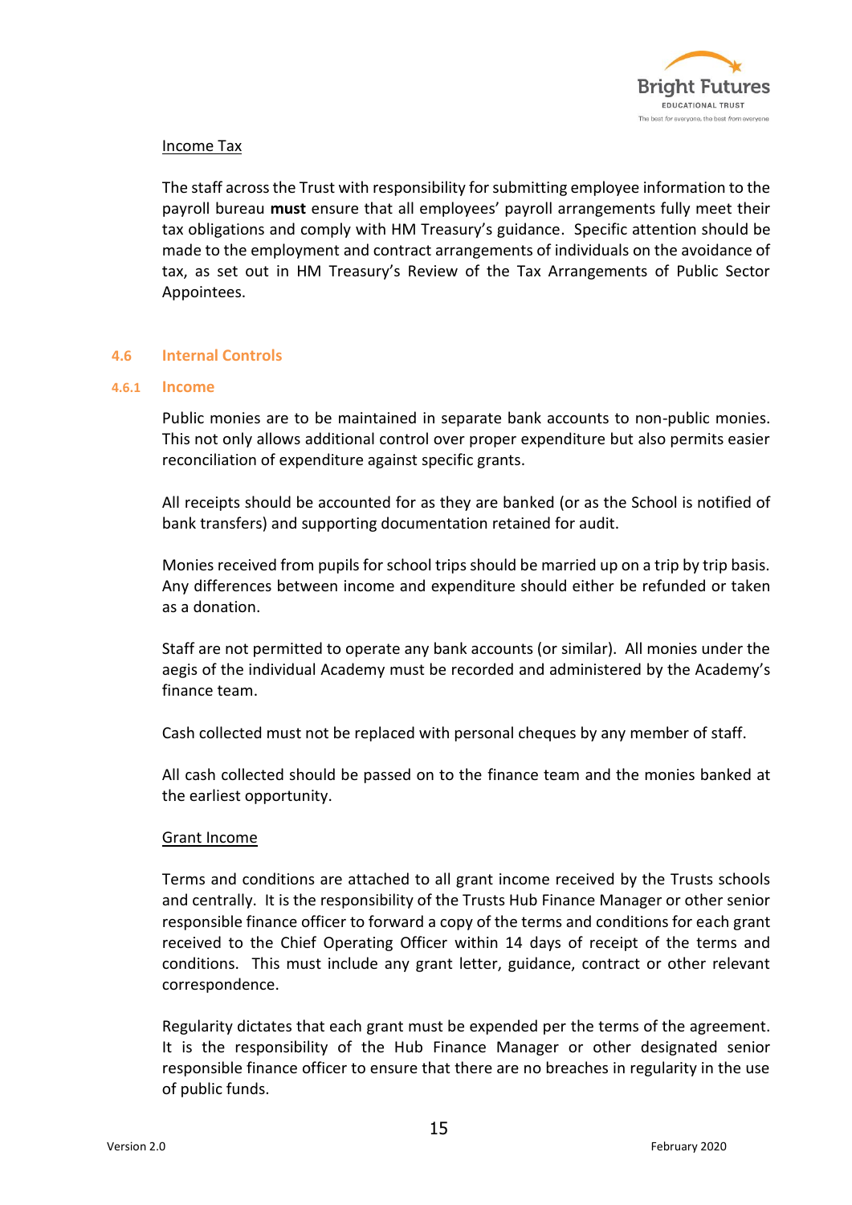Income Tax

The staff across the Trust with responsibility for submitting employee information to the payroll bureau **must** ensure that all employees' payroll arrangements fully meet their tax obligations and comply with HM Treasury's guidance. Specific attention should be made to the employment and contract arrangements of individuals on the avoidance of tax, as set out in HM Treasury's Review of the Tax Arrangements of Public Sector Appointees.

## 4.6 Internal Controls

### 4.6.1 Income

Public monies are to be maintained in separate bank accounts to non-public monies. This not only allows additional control over proper expenditure but also permits easier reconciliation of expenditure against specific grants.

All receipts should be accounted for as they are banked (or as the School is notified of bank transfers) and supporting documentation retained for audit.

Monies received from pupils for school trips should be married up on a trip by trip basis. Any differences between income and expenditure should either be refunded or taken as a donation.

Staff are not permitted to operate any bank accounts (or similar). All monies under the aegis of the individual Academy must be recorded and administered by the Academy's finance team.

Cash collected must not be replaced with personal cheques by any member of staff.

All cash collected should be passed on to the finance team and the monies banked at the earliest opportunity.

Grant Income

Terms and conditions are attached to all grant income received by the Trusts schools and centrally. It is the responsibility of the Trusts Hub Finance Manager or other senior responsible finance officer to forward a copy of the terms and conditions for each grant received to the Chief Operating Officer within 14 days of receipt of the terms and conditions. This must include any grant letter, guidance, contract or other relevant correspondence.

Regularity dictates that each grant must be expended per the terms of the agreement. It is the responsibility of the Hub Finance Manager or other designated senior responsible finance officer to ensure that there are no breaches in regularity in the use of public funds.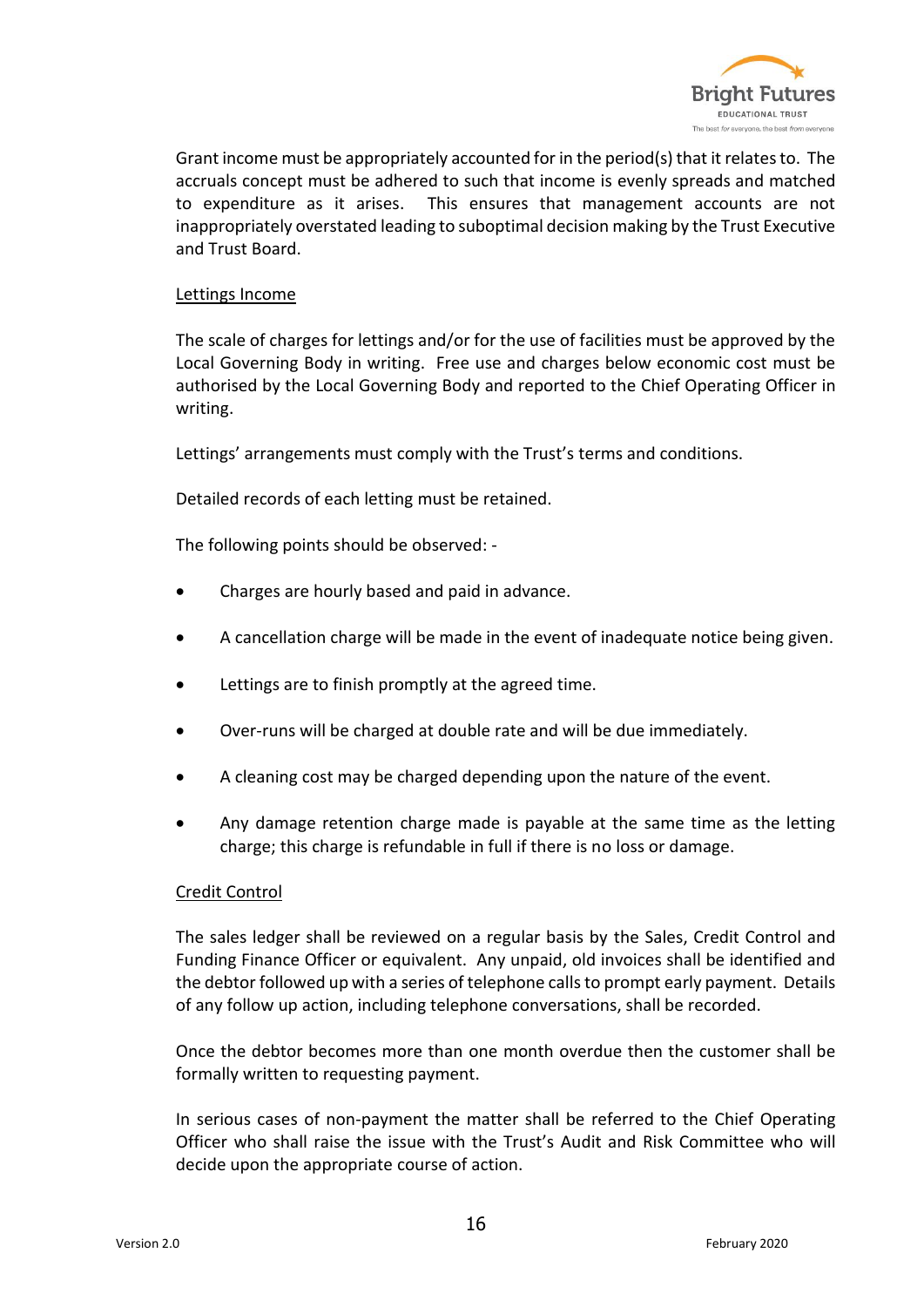Grant income must be appropriately accounted for in the period(s) that it relates to. The accruals concept must be adhered to such that income is evenly spreads and matched to expenditure as it arises. This ensures that management accounts are not inappropriately overstated leading to suboptimal decision making by the Trust Executive and Trust Board.

Lettings Income

The scale of charges for lettings and/or for the use of facilities must be approved by the Local Governing Body in writing. Free use and charges below economic cost must be authorised by the Local Governing Body and reported to the Chief Operating Officer in writing.

Lettings' arrangements must comply with the Trust's terms and conditions.

Detailed records of each letting must be retained.

The following points should be observed: -

- Charges are hourly based and paid in advance.
- A cancellation charge will be made in the event of inadequate notice being given.
- Lettings are to finish promptly at the agreed time.
- Over-runs will be charged at double rate and will be due immediately.
- A cleaning cost may be charged depending upon the nature of the event.
- Any damage retention charge made is payable at the same time as the letting charge; this charge is refundable in full if there is no loss or damage.

Credit Control

The sales ledger shall be reviewed on a regular basis by the Sales, Credit Control and Funding Finance Officer or equivalent. Any unpaid, old invoices shall be identified and the debtor followed up with a series of telephone calls to prompt early payment. Details of any follow up action, including telephone conversations, shall be recorded.

Once the debtor becomes more than one month overdue then the customer shall be formally written to requesting payment.

In serious cases of non-payment the matter shall be referred to the Chief Operating Officer who shall raise the issue with the Trust's Audit and Risk Committee who will decide upon the appropriate course of action.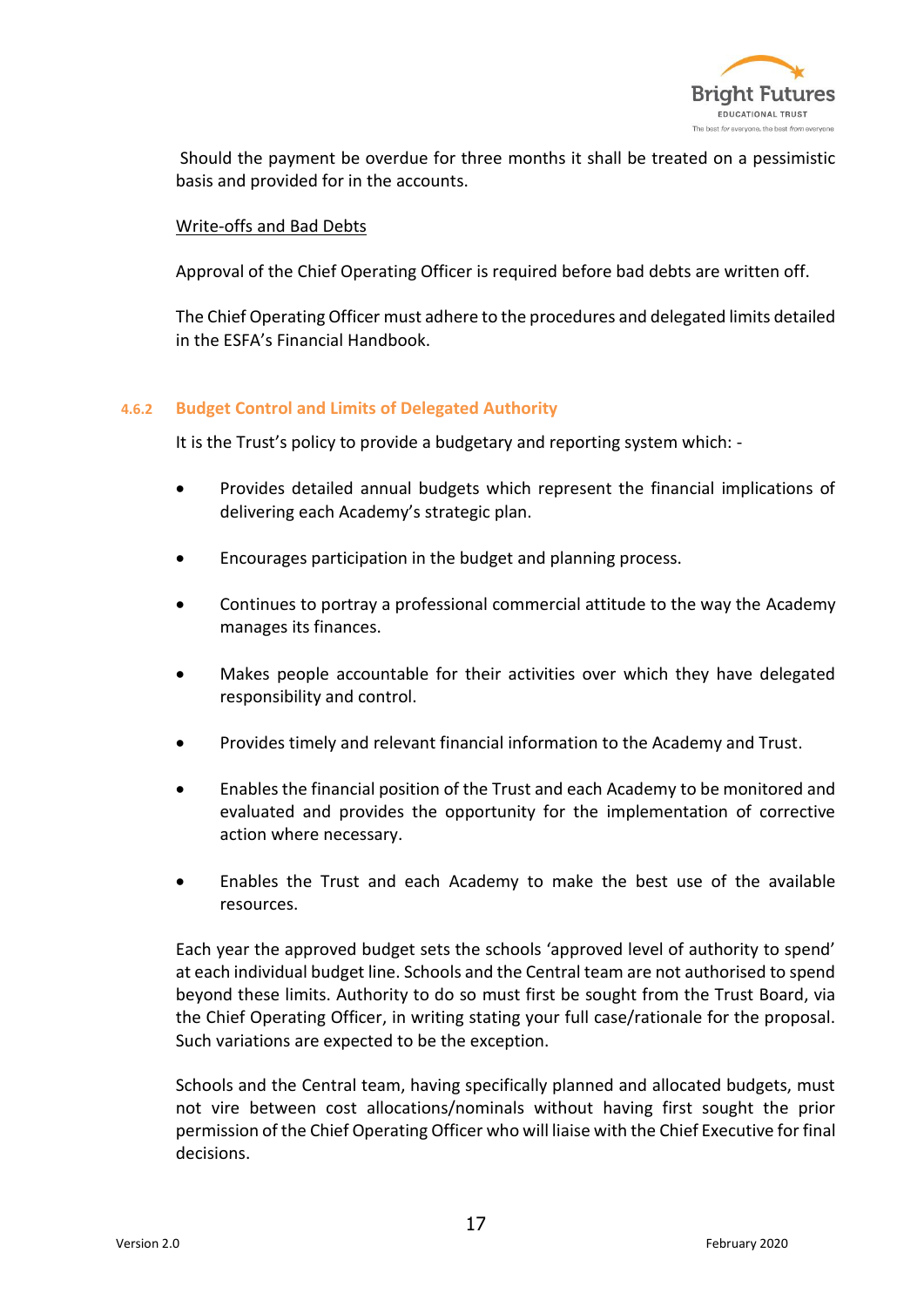Should the payment be overdue for three months it shall be treated on a pessimistic basis and provided for in the accounts.

Write-offs and Bad Debts

Approval of the Chief Operating Officer is required before bad debts are written off.

The Chief Operating Officer must adhere to the procedures and delegated limits detailed in the ESFA's Financial Handbook.

### 4.6.2 Budget Control and Limits of Delegated Authority

It is the Trust's policy to provide a budgetary and reporting system which: -

- Provides detailed annual budgets which represent the financial implications of delivering each Academy's strategic plan.
- Encourages participation in the budget and planning process.
- Continues to portray a professional commercial attitude to the way the Academy manages its finances.
- Makes people accountable for their activities over which they have delegated responsibility and control.
- Provides timely and relevant financial information to the Academy and Trust.
- Enables the financial position of the Trust and each Academy to be monitored and evaluated and provides the opportunity for the implementation of corrective action where necessary.
- Enables the Trust and each Academy to make the best use of the available resources.

Each year the approved budget sets the schools 'approved level of authority to spend' at each individual budget line. Schools and the Central team are not authorised to spend beyond these limits. Authority to do so must first be sought from the Trust Board, via the Chief Operating Officer, in writing stating your full case/rationale for the proposal. Such variations are expected to be the exception.

Schools and the Central team, having specifically planned and allocated budgets, must not vire between cost allocations/nominals without having first sought the prior permission of the Chief Operating Officer who will liaise with the Chief Executive for final decisions.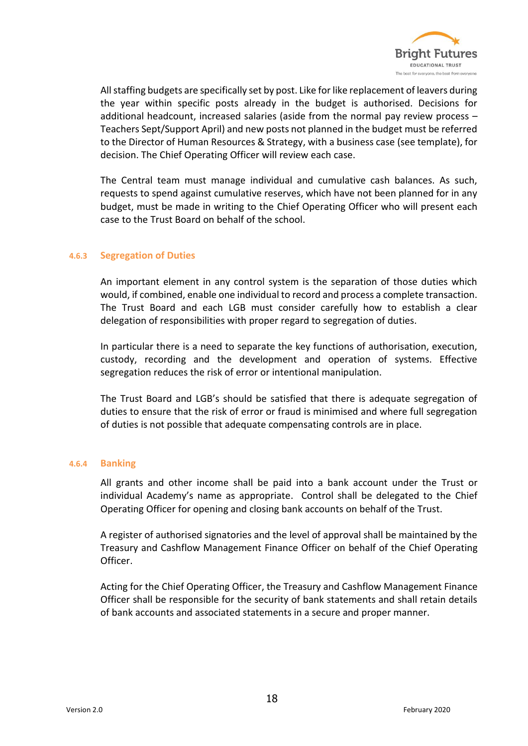All staffing budgets are specifically set by post. Like for like replacement of leavers during the year within specific posts already in the budget is authorised. Decisions for additional headcount, increased salaries (aside from the normal pay review process – Teachers Sept/Support April) and new posts not planned in the budget must be referred to the Director of Human Resources & Strategy, with a business case (see template), for decision. The Chief Operating Officer will review each case.

The Central team must manage individual and cumulative cash balances. As such, requests to spend against cumulative reserves, which have not been planned for in any budget, must be made in writing to the Chief Operating Officer who will present each case to the Trust Board on behalf of the school.

#### 4.6.3 Segregation of Duties

An important element in any control system is the separation of those duties which would, if combined, enable one individual to record and process a complete transaction. The Trust Board and each LGB must consider carefully how to establish a clear delegation of responsibilities with proper regard to segregation of duties.

In particular there is a need to separate the key functions of authorisation, execution, custody, recording and the development and operation of systems. Effective segregation reduces the risk of error or intentional manipulation.

The Trust Board and LGB's should be satisfied that there is adequate segregation of duties to ensure that the risk of error or fraud is minimised and where full segregation of duties is not possible that adequate compensating controls are in place.

#### 4.6.4 Banking

All grants and other income shall be paid into a bank account under the Trust or individual Academy's name as appropriate. Control shall be delegated to the Chief Operating Officer for opening and closing bank accounts on behalf of the Trust.

A register of authorised signatories and the level of approval shall be maintained by the Treasury and Cashflow Management Finance Officer on behalf of the Chief Operating Officer.

Acting for the Chief Operating Officer, the Treasury and Cashflow Management Finance Officer shall be responsible for the security of bank statements and shall retain details of bank accounts and associated statements in a secure and proper manner.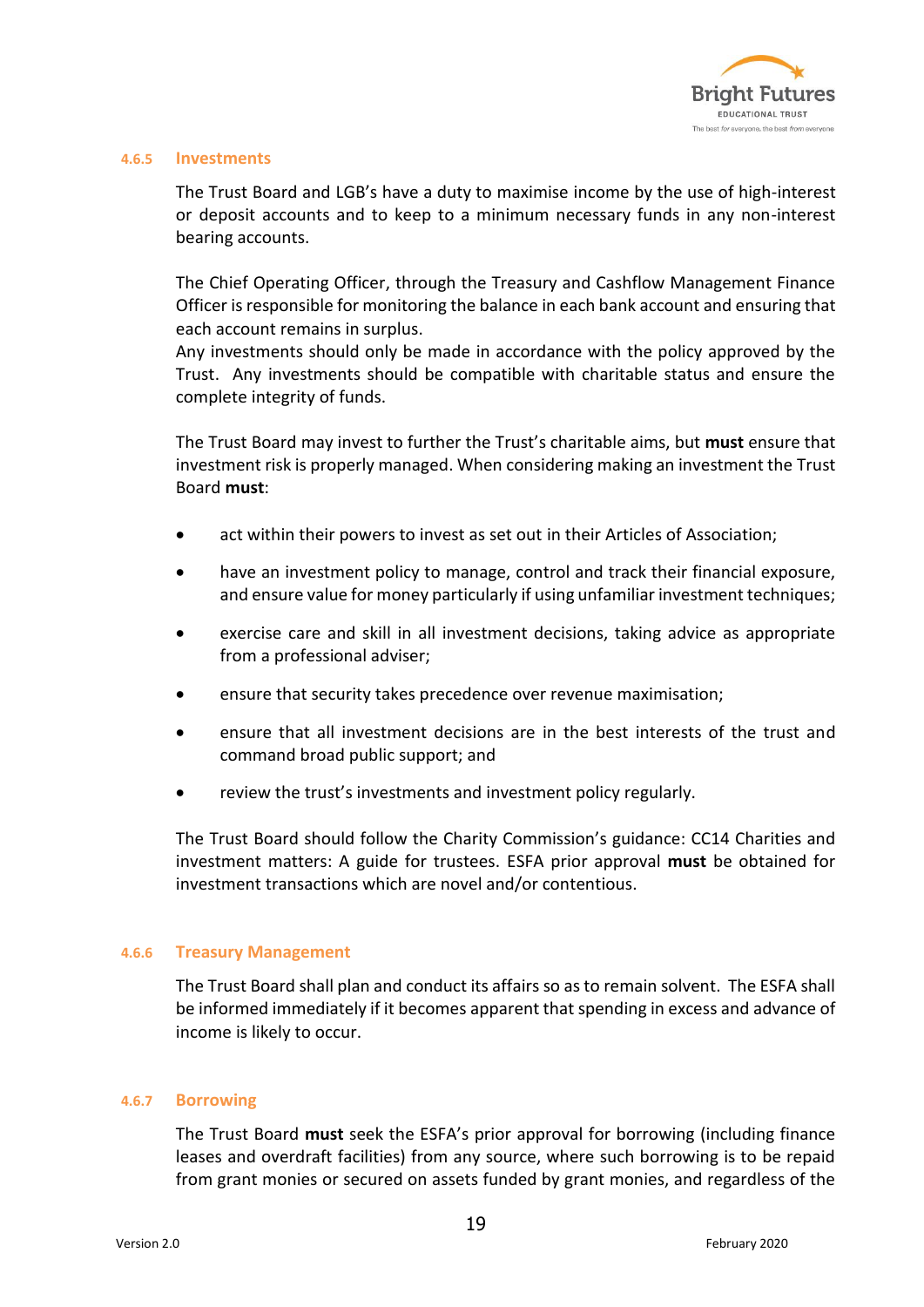### 4.6.5 Investments

The Trust Board and LGB's have a duty to maximise income by the use of high-interest or deposit accounts and to keep to a minimum necessary funds in any non-interest bearing accounts.

The Chief Operating Officer, through the Treasury and Cashflow Management Finance Officer is responsible for monitoring the balance in each bank account and ensuring that each account remains in surplus.
Any investments should only be made in accordance with the policy approved by the Trust. Any investments should be compatible with charitable status and ensure the complete integrity of funds.

The Trust Board may invest to further the Trust's charitable aims, but **must** ensure that investment risk is properly managed. When considering making an investment the Trust Board **must**:

- act within their powers to invest as set out in their Articles of Association;
- have an investment policy to manage, control and track their financial exposure, and ensure value for money particularly if using unfamiliar investment techniques;
- exercise care and skill in all investment decisions, taking advice as appropriate from a professional adviser;
- ensure that security takes precedence over revenue maximisation;
- ensure that all investment decisions are in the best interests of the trust and command broad public support; and
- review the trust's investments and investment policy regularly.

The Trust Board should follow the Charity Commission's guidance: CC14 Charities and investment matters: A guide for trustees. ESFA prior approval **must** be obtained for investment transactions which are novel and/or contentious.

### 4.6.6 Treasury Management

The Trust Board shall plan and conduct its affairs so as to remain solvent. The ESFA shall be informed immediately if it becomes apparent that spending in excess and advance of income is likely to occur.

### 4.6.7 Borrowing

The Trust Board **must** seek the ESFA's prior approval for borrowing (including finance leases and overdraft facilities) from any source, where such borrowing is to be repaid from grant monies or secured on assets funded by grant monies, and regardless of the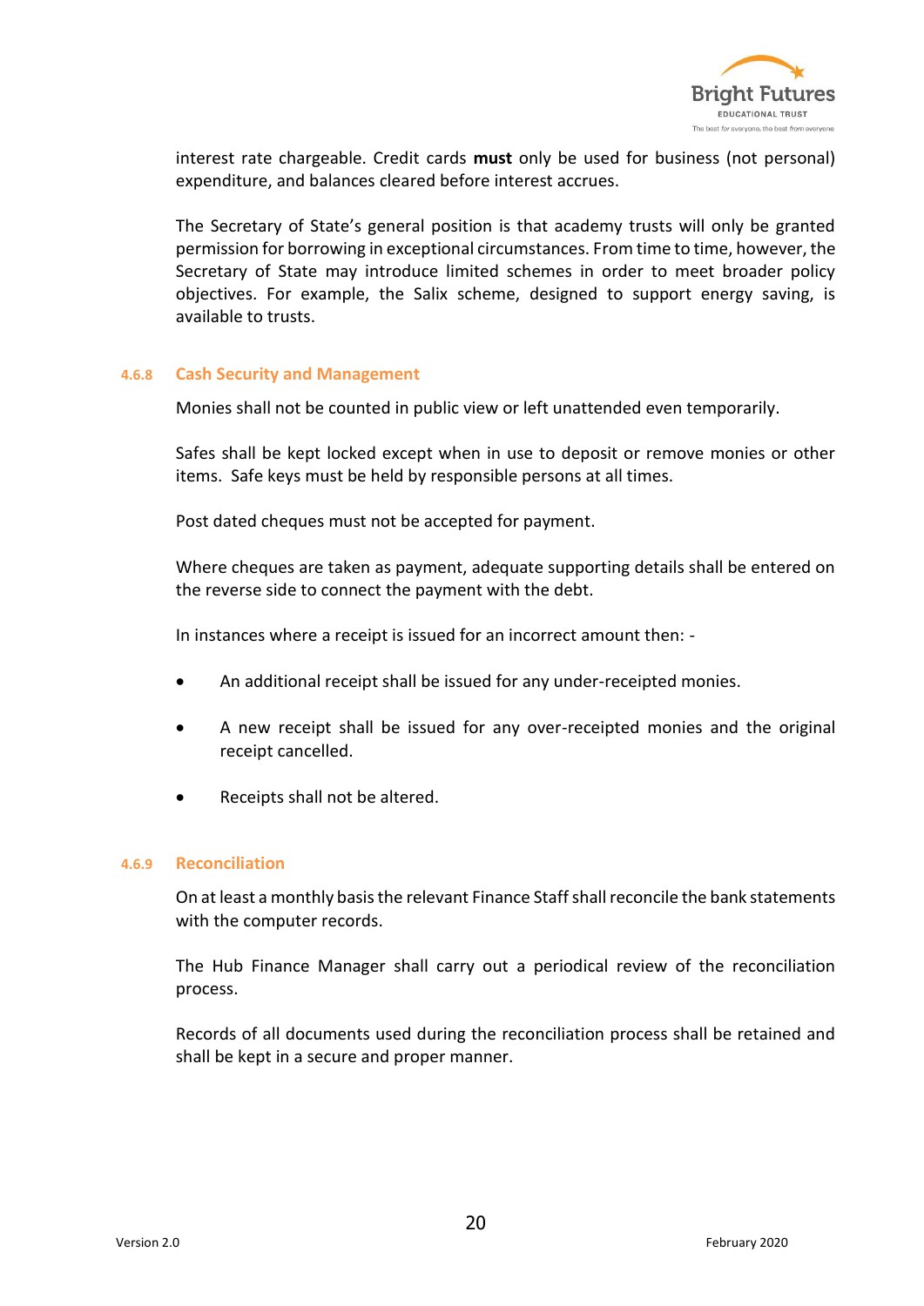interest rate chargeable. Credit cards **must** only be used for business (not personal) expenditure, and balances cleared before interest accrues.

The Secretary of State's general position is that academy trusts will only be granted permission for borrowing in exceptional circumstances. From time to time, however, the Secretary of State may introduce limited schemes in order to meet broader policy objectives. For example, the Salix scheme, designed to support energy saving, is available to trusts.

### 4.6.8 Cash Security and Management

Monies shall not be counted in public view or left unattended even temporarily.

Safes shall be kept locked except when in use to deposit or remove monies or other items. Safe keys must be held by responsible persons at all times.

Post dated cheques must not be accepted for payment.

Where cheques are taken as payment, adequate supporting details shall be entered on the reverse side to connect the payment with the debt.

In instances where a receipt is issued for an incorrect amount then: -

- An additional receipt shall be issued for any under-receipted monies.
- A new receipt shall be issued for any over-receipted monies and the original receipt cancelled.
- Receipts shall not be altered.

### 4.6.9 Reconciliation

On at least a monthly basis the relevant Finance Staff shall reconcile the bank statements with the computer records.

The Hub Finance Manager shall carry out a periodical review of the reconciliation process.

Records of all documents used during the reconciliation process shall be retained and shall be kept in a secure and proper manner.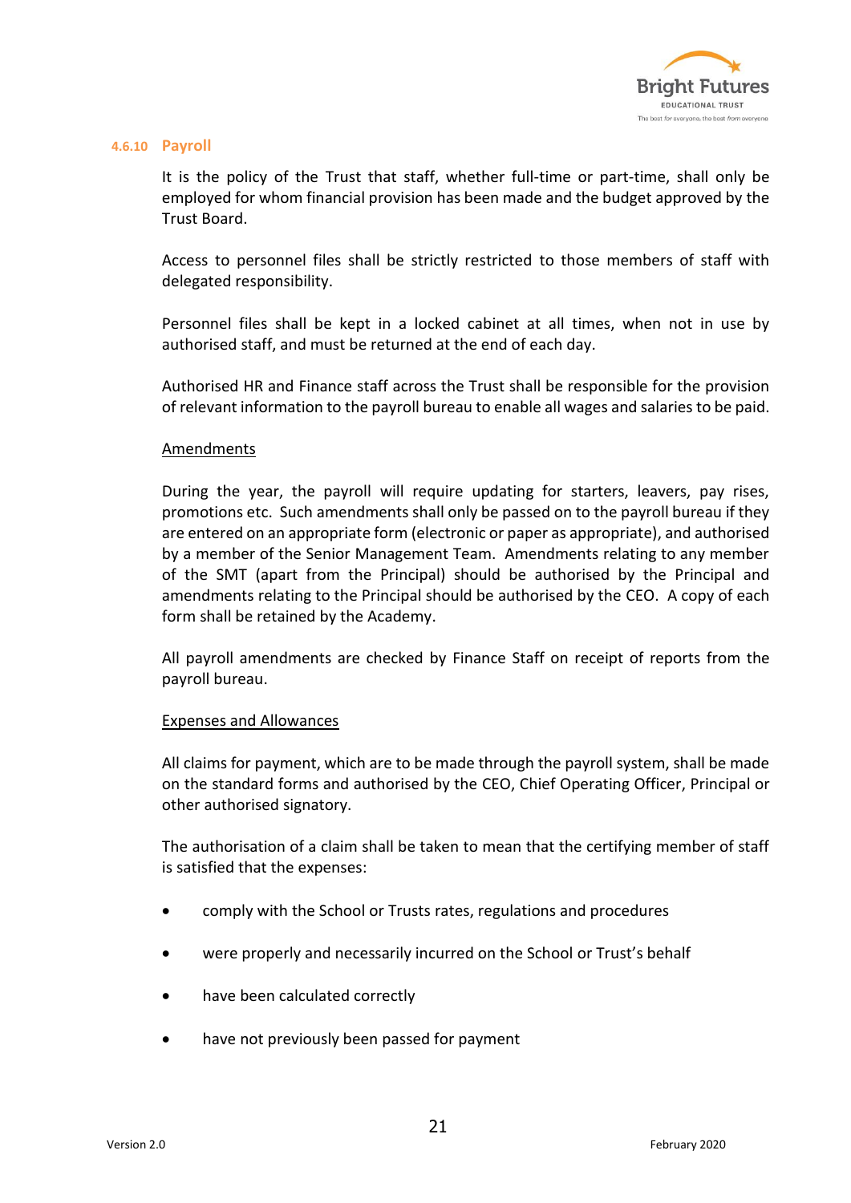#### 4.6.10 Payroll

It is the policy of the Trust that staff, whether full-time or part-time, shall only be employed for whom financial provision has been made and the budget approved by the Trust Board.

Access to personnel files shall be strictly restricted to those members of staff with delegated responsibility.

Personnel files shall be kept in a locked cabinet at all times, when not in use by authorised staff, and must be returned at the end of each day.

Authorised HR and Finance staff across the Trust shall be responsible for the provision of relevant information to the payroll bureau to enable all wages and salaries to be paid.

<u>Amendments</u>

During the year, the payroll will require updating for starters, leavers, pay rises, promotions etc. Such amendments shall only be passed on to the payroll bureau if they are entered on an appropriate form (electronic or paper as appropriate), and authorised by a member of the Senior Management Team. Amendments relating to any member of the SMT (apart from the Principal) should be authorised by the Principal and amendments relating to the Principal should be authorised by the CEO. A copy of each form shall be retained by the Academy.

All payroll amendments are checked by Finance Staff on receipt of reports from the payroll bureau.

<u>Expenses and Allowances</u>

All claims for payment, which are to be made through the payroll system, shall be made on the standard forms and authorised by the CEO, Chief Operating Officer, Principal or other authorised signatory.

The authorisation of a claim shall be taken to mean that the certifying member of staff is satisfied that the expenses:

- comply with the School or Trusts rates, regulations and procedures
- were properly and necessarily incurred on the School or Trust's behalf
- have been calculated correctly
- have not previously been passed for payment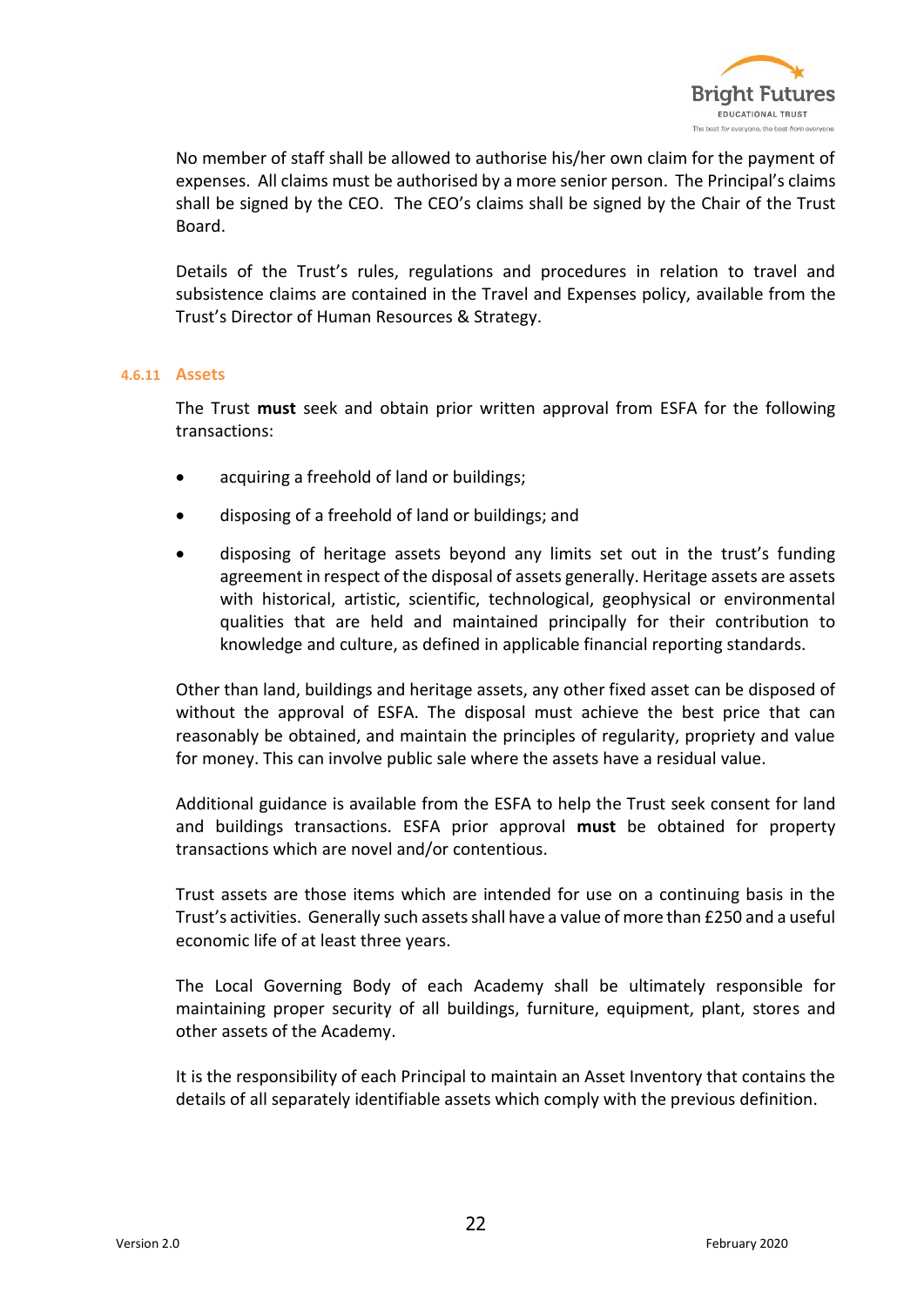No member of staff shall be allowed to authorise his/her own claim for the payment of expenses. All claims must be authorised by a more senior person. The Principal's claims shall be signed by the CEO. The CEO's claims shall be signed by the Chair of the Trust Board.

Details of the Trust's rules, regulations and procedures in relation to travel and subsistence claims are contained in the Travel and Expenses policy, available from the Trust's Director of Human Resources & Strategy.

#### 4.6.11 Assets

The Trust **must** seek and obtain prior written approval from ESFA for the following transactions:

- acquiring a freehold of land or buildings;
- disposing of a freehold of land or buildings; and
- disposing of heritage assets beyond any limits set out in the trust's funding agreement in respect of the disposal of assets generally. Heritage assets are assets with historical, artistic, scientific, technological, geophysical or environmental qualities that are held and maintained principally for their contribution to knowledge and culture, as defined in applicable financial reporting standards.

Other than land, buildings and heritage assets, any other fixed asset can be disposed of without the approval of ESFA. The disposal must achieve the best price that can reasonably be obtained, and maintain the principles of regularity, propriety and value for money. This can involve public sale where the assets have a residual value.

Additional guidance is available from the ESFA to help the Trust seek consent for land and buildings transactions. ESFA prior approval **must** be obtained for property transactions which are novel and/or contentious.

Trust assets are those items which are intended for use on a continuing basis in the Trust's activities. Generally such assets shall have a value of more than £250 and a useful economic life of at least three years.

The Local Governing Body of each Academy shall be ultimately responsible for maintaining proper security of all buildings, furniture, equipment, plant, stores and other assets of the Academy.

It is the responsibility of each Principal to maintain an Asset Inventory that contains the details of all separately identifiable assets which comply with the previous definition.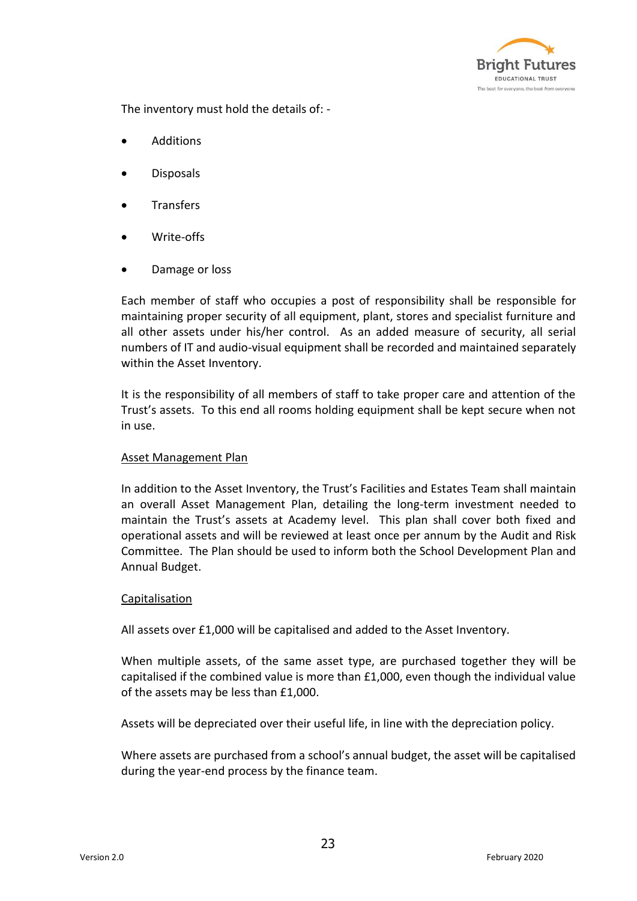The inventory must hold the details of: -

- Additions
- Disposals
- Transfers
- Write-offs
- Damage or loss

Each member of staff who occupies a post of responsibility shall be responsible for maintaining proper security of all equipment, plant, stores and specialist furniture and all other assets under his/her control. As an added measure of security, all serial numbers of IT and audio-visual equipment shall be recorded and maintained separately within the Asset Inventory.

It is the responsibility of all members of staff to take proper care and attention of the Trust's assets. To this end all rooms holding equipment shall be kept secure when not in use.

<u>Asset Management Plan</u>

In addition to the Asset Inventory, the Trust's Facilities and Estates Team shall maintain an overall Asset Management Plan, detailing the long-term investment needed to maintain the Trust's assets at Academy level. This plan shall cover both fixed and operational assets and will be reviewed at least once per annum by the Audit and Risk Committee. The Plan should be used to inform both the School Development Plan and Annual Budget.

<u>Capitalisation</u>

All assets over £1,000 will be capitalised and added to the Asset Inventory.

When multiple assets, of the same asset type, are purchased together they will be capitalised if the combined value is more than £1,000, even though the individual value of the assets may be less than £1,000.

Assets will be depreciated over their useful life, in line with the depreciation policy.

Where assets are purchased from a school's annual budget, the asset will be capitalised during the year-end process by the finance team.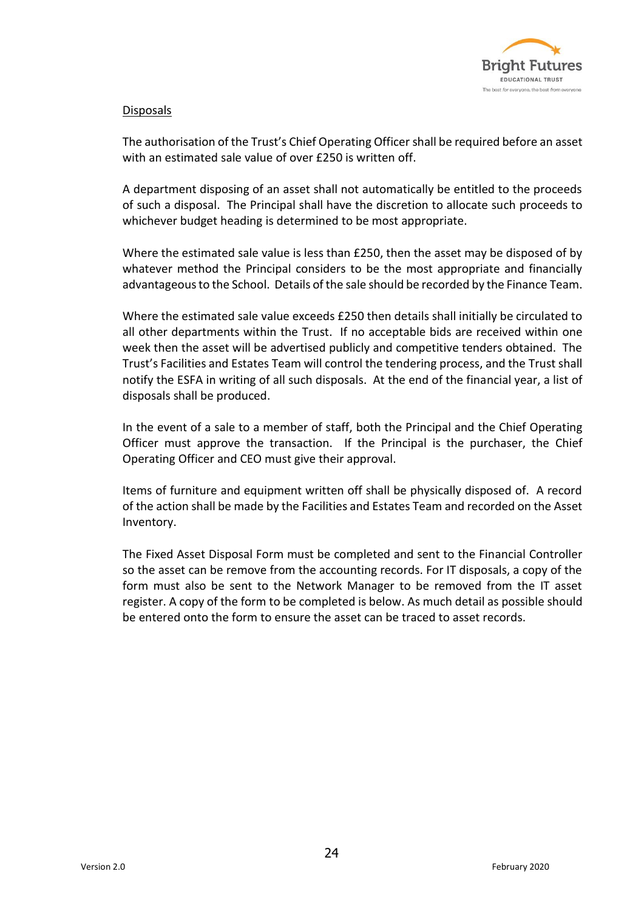Disposals

The authorisation of the Trust's Chief Operating Officer shall be required before an asset with an estimated sale value of over £250 is written off.

A department disposing of an asset shall not automatically be entitled to the proceeds of such a disposal. The Principal shall have the discretion to allocate such proceeds to whichever budget heading is determined to be most appropriate.

Where the estimated sale value is less than £250, then the asset may be disposed of by whatever method the Principal considers to be the most appropriate and financially advantageous to the School. Details of the sale should be recorded by the Finance Team.

Where the estimated sale value exceeds £250 then details shall initially be circulated to all other departments within the Trust. If no acceptable bids are received within one week then the asset will be advertised publicly and competitive tenders obtained. The Trust's Facilities and Estates Team will control the tendering process, and the Trust shall notify the ESFA in writing of all such disposals. At the end of the financial year, a list of disposals shall be produced.

In the event of a sale to a member of staff, both the Principal and the Chief Operating Officer must approve the transaction. If the Principal is the purchaser, the Chief Operating Officer and CEO must give their approval.

Items of furniture and equipment written off shall be physically disposed of. A record of the action shall be made by the Facilities and Estates Team and recorded on the Asset Inventory.

The Fixed Asset Disposal Form must be completed and sent to the Financial Controller so the asset can be remove from the accounting records. For IT disposals, a copy of the form must also be sent to the Network Manager to be removed from the IT asset register. A copy of the form to be completed is below. As much detail as possible should be entered onto the form to ensure the asset can be traced to asset records.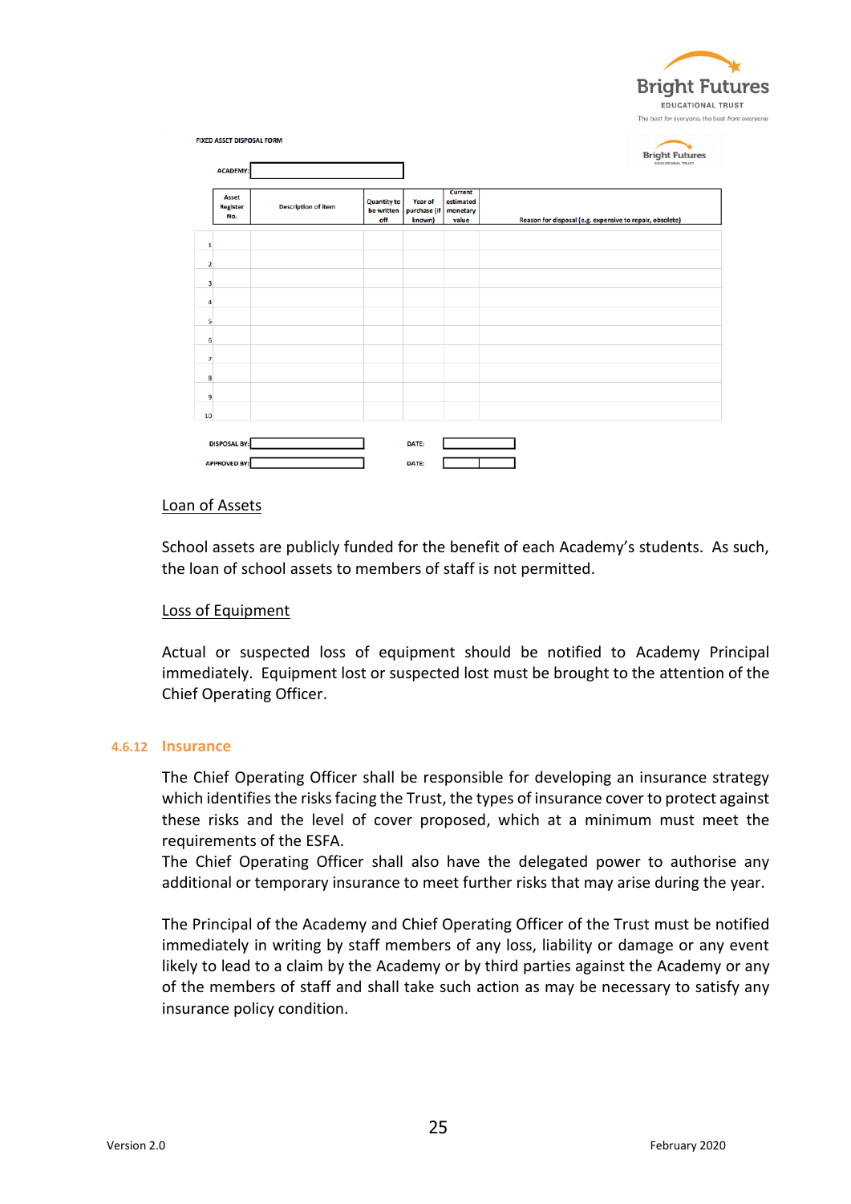FIXED ASSET DISPOSAL FORM

ACADEMY:

| | Asset Register No. | Description of item | Quantity to be written off | Year of purchase (if known) | Current estimated monetary value | Reason for disposal (e.g. expensive to repair, obsolete) |
|---|---|---|---|---|---|---|
| 1 | | | | | | |
| 2 | | | | | | |
| 3 | | | | | | |
| 4 | | | | | | |
| 5 | | | | | | |
| 6 | | | | | | |
| 7 | | | | | | |
| 8 | | | | | | |
| 9 | | | | | | |
| 10 | | | | | | |

DISPOSAL BY: DATE:

APPROVED BY: DATE:

<u>Loan of Assets</u>

School assets are publicly funded for the benefit of each Academy's students. As such, the loan of school assets to members of staff is not permitted.

<u>Loss of Equipment</u>

Actual or suspected loss of equipment should be notified to Academy Principal immediately. Equipment lost or suspected lost must be brought to the attention of the Chief Operating Officer.

#### 4.6.12 Insurance

The Chief Operating Officer shall be responsible for developing an insurance strategy which identifies the risks facing the Trust, the types of insurance cover to protect against these risks and the level of cover proposed, which at a minimum must meet the requirements of the ESFA.
The Chief Operating Officer shall also have the delegated power to authorise any additional or temporary insurance to meet further risks that may arise during the year.

The Principal of the Academy and Chief Operating Officer of the Trust must be notified immediately in writing by staff members of any loss, liability or damage or any event likely to lead to a claim by the Academy or by third parties against the Academy or any of the members of staff and shall take such action as may be necessary to satisfy any insurance policy condition.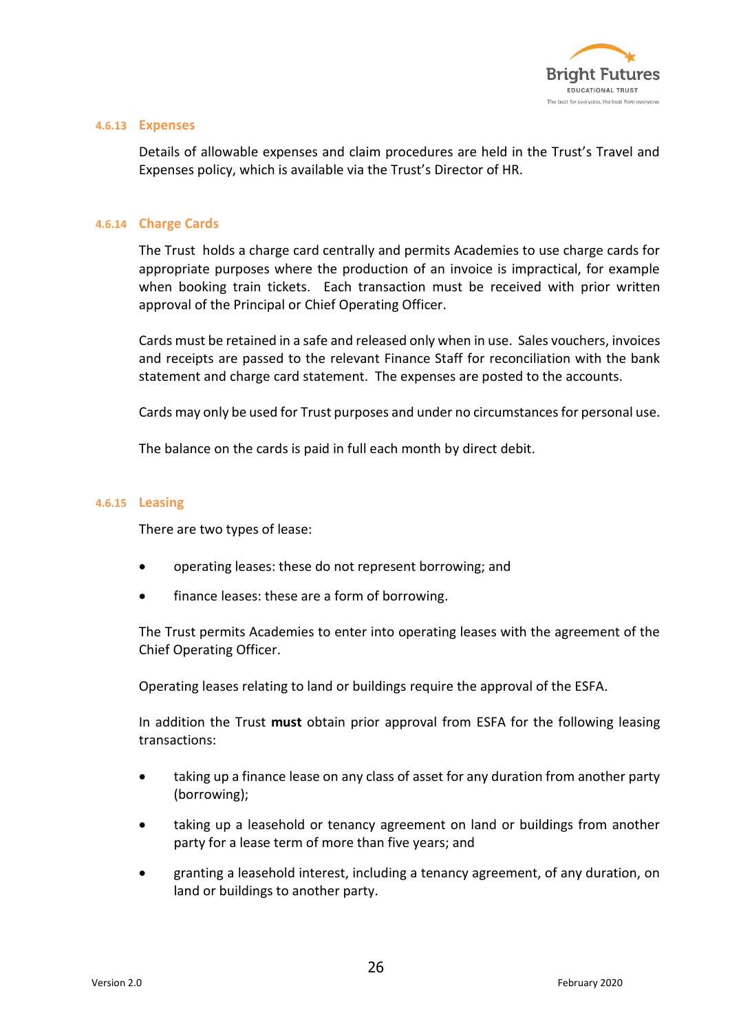#### 4.6.13 Expenses

Details of allowable expenses and claim procedures are held in the Trust's Travel and Expenses policy, which is available via the Trust's Director of HR.

#### 4.6.14 Charge Cards

The Trust holds a charge card centrally and permits Academies to use charge cards for appropriate purposes where the production of an invoice is impractical, for example when booking train tickets. Each transaction must be received with prior written approval of the Principal or Chief Operating Officer.

Cards must be retained in a safe and released only when in use. Sales vouchers, invoices and receipts are passed to the relevant Finance Staff for reconciliation with the bank statement and charge card statement. The expenses are posted to the accounts.

Cards may only be used for Trust purposes and under no circumstances for personal use.

The balance on the cards is paid in full each month by direct debit.

#### 4.6.15 Leasing

There are two types of lease:

- operating leases: these do not represent borrowing; and
- finance leases: these are a form of borrowing.

The Trust permits Academies to enter into operating leases with the agreement of the Chief Operating Officer.

Operating leases relating to land or buildings require the approval of the ESFA.

In addition the Trust **must** obtain prior approval from ESFA for the following leasing transactions:

- taking up a finance lease on any class of asset for any duration from another party (borrowing);
- taking up a leasehold or tenancy agreement on land or buildings from another party for a lease term of more than five years; and
- granting a leasehold interest, including a tenancy agreement, of any duration, on land or buildings to another party.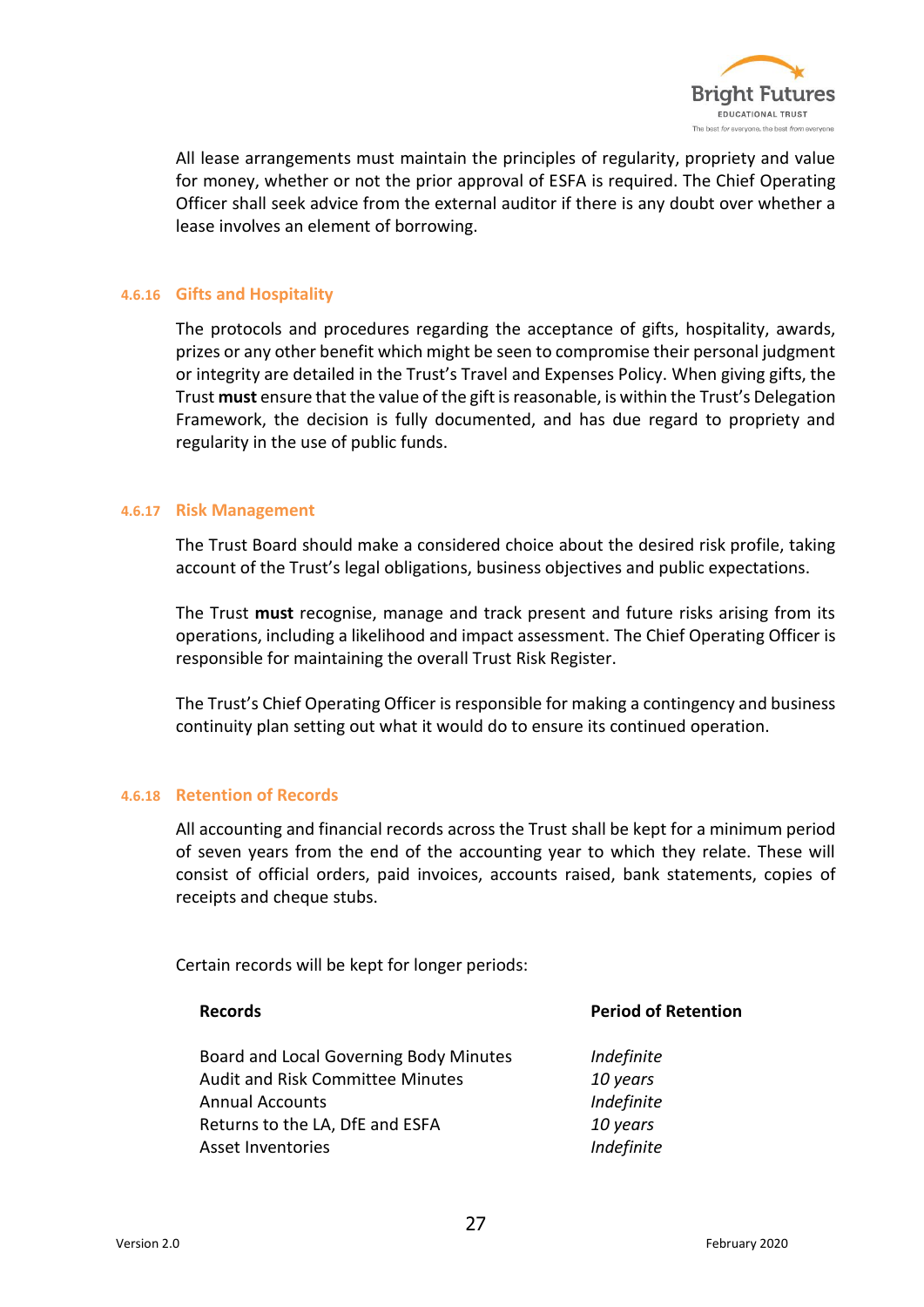All lease arrangements must maintain the principles of regularity, propriety and value for money, whether or not the prior approval of ESFA is required. The Chief Operating Officer shall seek advice from the external auditor if there is any doubt over whether a lease involves an element of borrowing.

#### 4.6.16 Gifts and Hospitality

The protocols and procedures regarding the acceptance of gifts, hospitality, awards, prizes or any other benefit which might be seen to compromise their personal judgment or integrity are detailed in the Trust's Travel and Expenses Policy. When giving gifts, the Trust **must** ensure that the value of the gift is reasonable, is within the Trust's Delegation Framework, the decision is fully documented, and has due regard to propriety and regularity in the use of public funds.

#### 4.6.17 Risk Management

The Trust Board should make a considered choice about the desired risk profile, taking account of the Trust's legal obligations, business objectives and public expectations.

The Trust **must** recognise, manage and track present and future risks arising from its operations, including a likelihood and impact assessment. The Chief Operating Officer is responsible for maintaining the overall Trust Risk Register.

The Trust's Chief Operating Officer is responsible for making a contingency and business continuity plan setting out what it would do to ensure its continued operation.

#### 4.6.18 Retention of Records

All accounting and financial records across the Trust shall be kept for a minimum period of seven years from the end of the accounting year to which they relate. These will consist of official orders, paid invoices, accounts raised, bank statements, copies of receipts and cheque stubs.

Certain records will be kept for longer periods:

| Records | Period of Retention |
|---|---|
| Board and Local Governing Body Minutes | *Indefinite* |
| Audit and Risk Committee Minutes | *10 years* |
| Annual Accounts | *Indefinite* |
| Returns to the LA, DfE and ESFA | *10 years* |
| Asset Inventories | *Indefinite* |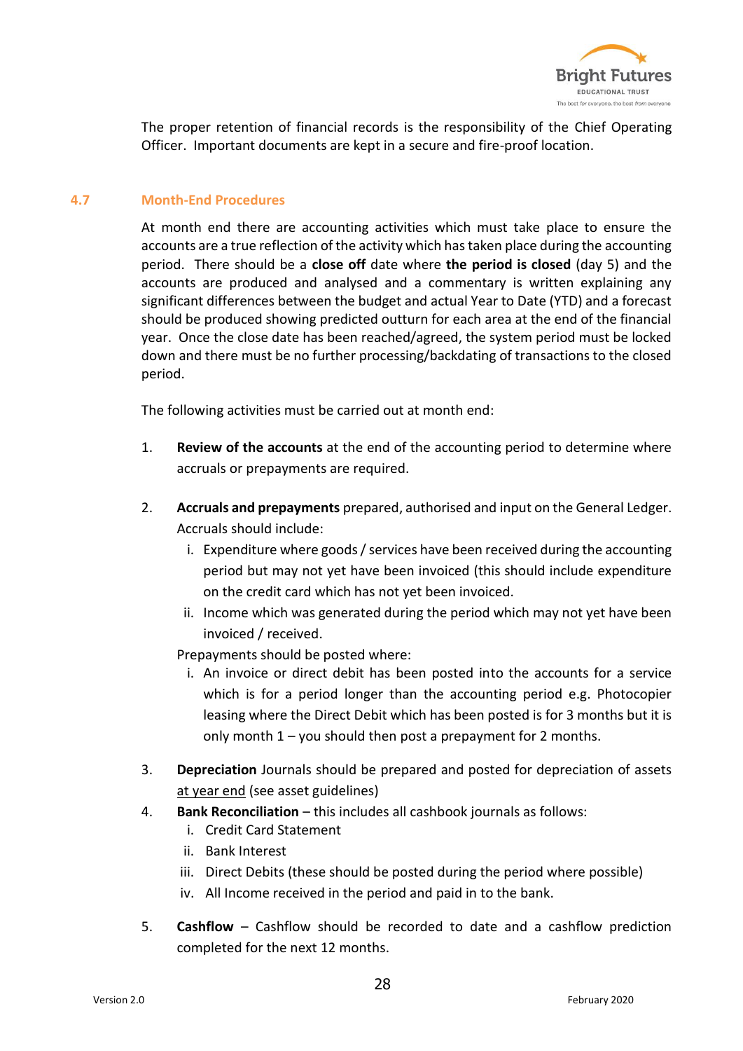The proper retention of financial records is the responsibility of the Chief Operating Officer. Important documents are kept in a secure and fire-proof location.

## 4.7 Month-End Procedures

At month end there are accounting activities which must take place to ensure the accounts are a true reflection of the activity which has taken place during the accounting period. There should be a **close off** date where **the period is closed** (day 5) and the accounts are produced and analysed and a commentary is written explaining any significant differences between the budget and actual Year to Date (YTD) and a forecast should be produced showing predicted outturn for each area at the end of the financial year. Once the close date has been reached/agreed, the system period must be locked down and there must be no further processing/backdating of transactions to the closed period.

The following activities must be carried out at month end:

1. **Review of the accounts** at the end of the accounting period to determine where accruals or prepayments are required.

2. **Accruals and prepayments** prepared, authorised and input on the General Ledger. Accruals should include:
   i. Expenditure where goods / services have been received during the accounting period but may not yet have been invoiced (this should include expenditure on the credit card which has not yet been invoiced.
   ii. Income which was generated during the period which may not yet have been invoiced / received.

   Prepayments should be posted where:
   i. An invoice or direct debit has been posted into the accounts for a service which is for a period longer than the accounting period e.g. Photocopier leasing where the Direct Debit which has been posted is for 3 months but it is only month 1 – you should then post a prepayment for 2 months.

3. **Depreciation** Journals should be prepared and posted for depreciation of assets <u>at year end</u> (see asset guidelines)

4. **Bank Reconciliation** – this includes all cashbook journals as follows:
   i. Credit Card Statement
   ii. Bank Interest
   iii. Direct Debits (these should be posted during the period where possible)
   iv. All Income received in the period and paid in to the bank.

5. **Cashflow** – Cashflow should be recorded to date and a cashflow prediction completed for the next 12 months.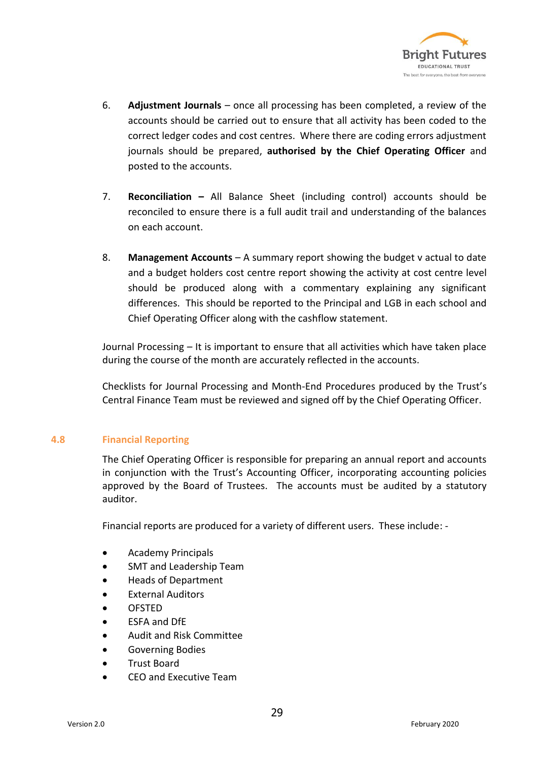6. **Adjustment Journals** – once all processing has been completed, a review of the accounts should be carried out to ensure that all activity has been coded to the correct ledger codes and cost centres. Where there are coding errors adjustment journals should be prepared, **authorised by the Chief Operating Officer** and posted to the accounts.

7. **Reconciliation –** All Balance Sheet (including control) accounts should be reconciled to ensure there is a full audit trail and understanding of the balances on each account.

8. **Management Accounts** – A summary report showing the budget v actual to date and a budget holders cost centre report showing the activity at cost centre level should be produced along with a commentary explaining any significant differences. This should be reported to the Principal and LGB in each school and Chief Operating Officer along with the cashflow statement.

Journal Processing – It is important to ensure that all activities which have taken place during the course of the month are accurately reflected in the accounts.

Checklists for Journal Processing and Month-End Procedures produced by the Trust's Central Finance Team must be reviewed and signed off by the Chief Operating Officer.

## 4.8 Financial Reporting

The Chief Operating Officer is responsible for preparing an annual report and accounts in conjunction with the Trust's Accounting Officer, incorporating accounting policies approved by the Board of Trustees. The accounts must be audited by a statutory auditor.

Financial reports are produced for a variety of different users. These include: -

- Academy Principals
- SMT and Leadership Team
- Heads of Department
- External Auditors
- OFSTED
- ESFA and DfE
- Audit and Risk Committee
- Governing Bodies
- Trust Board
- CEO and Executive Team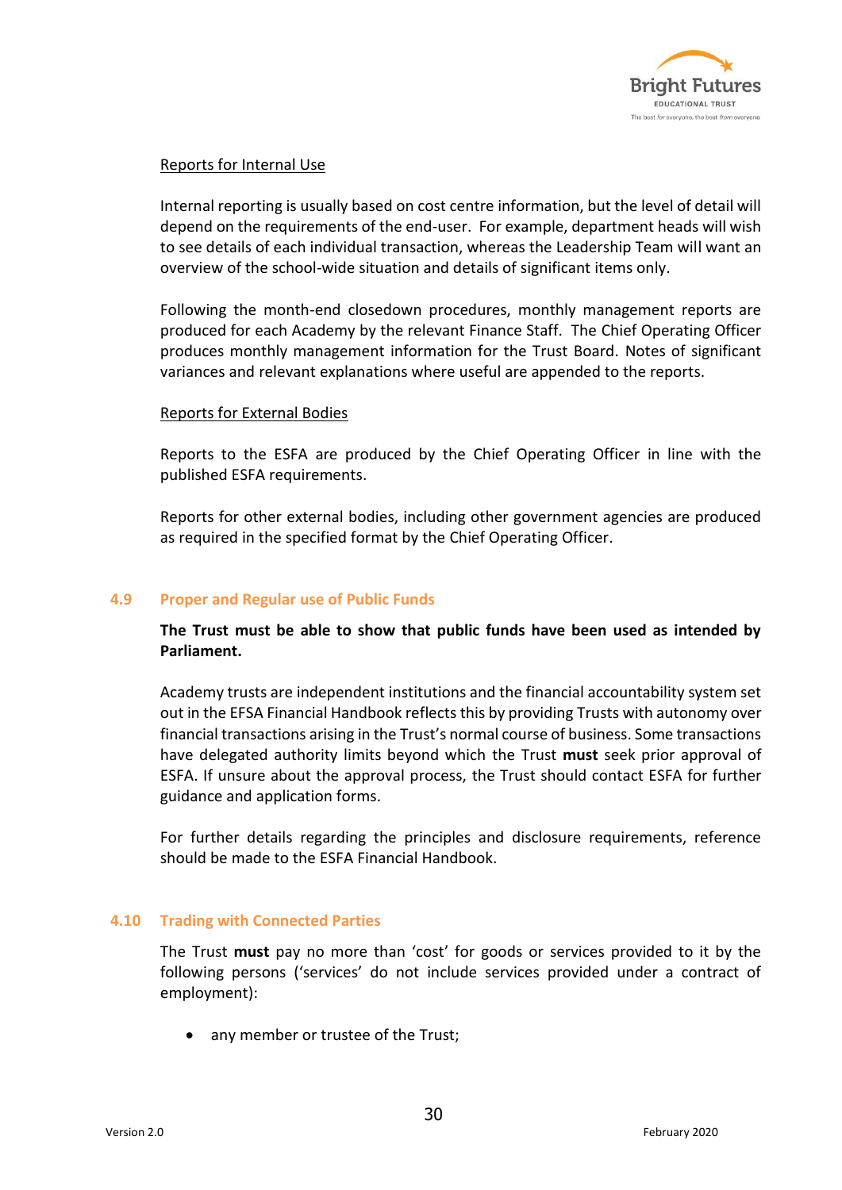Reports for Internal Use

Internal reporting is usually based on cost centre information, but the level of detail will depend on the requirements of the end-user. For example, department heads will wish to see details of each individual transaction, whereas the Leadership Team will want an overview of the school-wide situation and details of significant items only.

Following the month-end closedown procedures, monthly management reports are produced for each Academy by the relevant Finance Staff. The Chief Operating Officer produces monthly management information for the Trust Board. Notes of significant variances and relevant explanations where useful are appended to the reports.

Reports for External Bodies

Reports to the ESFA are produced by the Chief Operating Officer in line with the published ESFA requirements.

Reports for other external bodies, including other government agencies are produced as required in the specified format by the Chief Operating Officer.

## 4.9 Proper and Regular use of Public Funds

**The Trust must be able to show that public funds have been used as intended by Parliament.**

Academy trusts are independent institutions and the financial accountability system set out in the EFSA Financial Handbook reflects this by providing Trusts with autonomy over financial transactions arising in the Trust's normal course of business. Some transactions have delegated authority limits beyond which the Trust **must** seek prior approval of ESFA. If unsure about the approval process, the Trust should contact ESFA for further guidance and application forms.

For further details regarding the principles and disclosure requirements, reference should be made to the ESFA Financial Handbook.

## 4.10 Trading with Connected Parties

The Trust **must** pay no more than 'cost' for goods or services provided to it by the following persons ('services' do not include services provided under a contract of employment):

- any member or trustee of the Trust;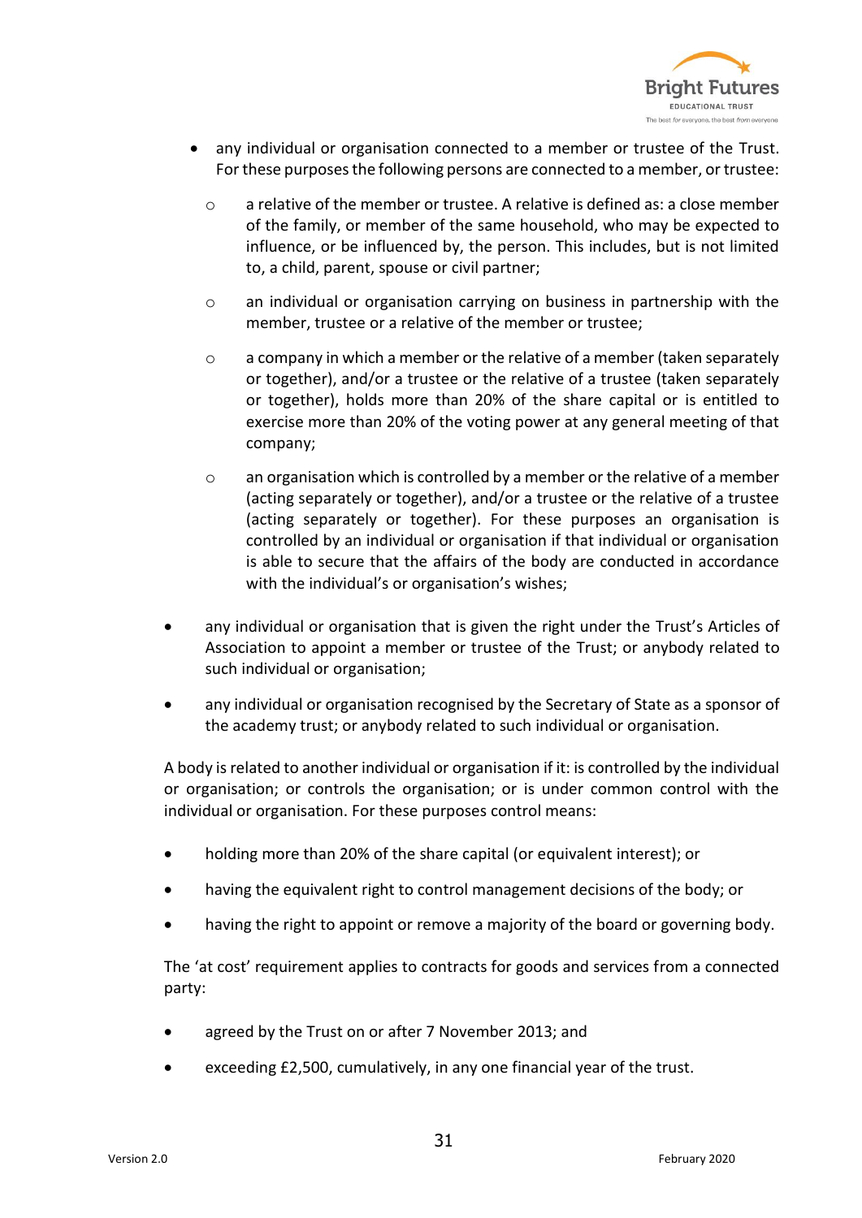- any individual or organisation connected to a member or trustee of the Trust. For these purposes the following persons are connected to a member, or trustee:
  - a relative of the member or trustee. A relative is defined as: a close member of the family, or member of the same household, who may be expected to influence, or be influenced by, the person. This includes, but is not limited to, a child, parent, spouse or civil partner;
  - an individual or organisation carrying on business in partnership with the member, trustee or a relative of the member or trustee;
  - a company in which a member or the relative of a member (taken separately or together), and/or a trustee or the relative of a trustee (taken separately or together), holds more than 20% of the share capital or is entitled to exercise more than 20% of the voting power at any general meeting of that company;
  - an organisation which is controlled by a member or the relative of a member (acting separately or together), and/or a trustee or the relative of a trustee (acting separately or together). For these purposes an organisation is controlled by an individual or organisation if that individual or organisation is able to secure that the affairs of the body are conducted in accordance with the individual's or organisation's wishes;
- any individual or organisation that is given the right under the Trust's Articles of Association to appoint a member or trustee of the Trust; or anybody related to such individual or organisation;
- any individual or organisation recognised by the Secretary of State as a sponsor of the academy trust; or anybody related to such individual or organisation.

A body is related to another individual or organisation if it: is controlled by the individual or organisation; or controls the organisation; or is under common control with the individual or organisation. For these purposes control means:

- holding more than 20% of the share capital (or equivalent interest); or
- having the equivalent right to control management decisions of the body; or
- having the right to appoint or remove a majority of the board or governing body.

The 'at cost' requirement applies to contracts for goods and services from a connected party:

- agreed by the Trust on or after 7 November 2013; and
- exceeding £2,500, cumulatively, in any one financial year of the trust.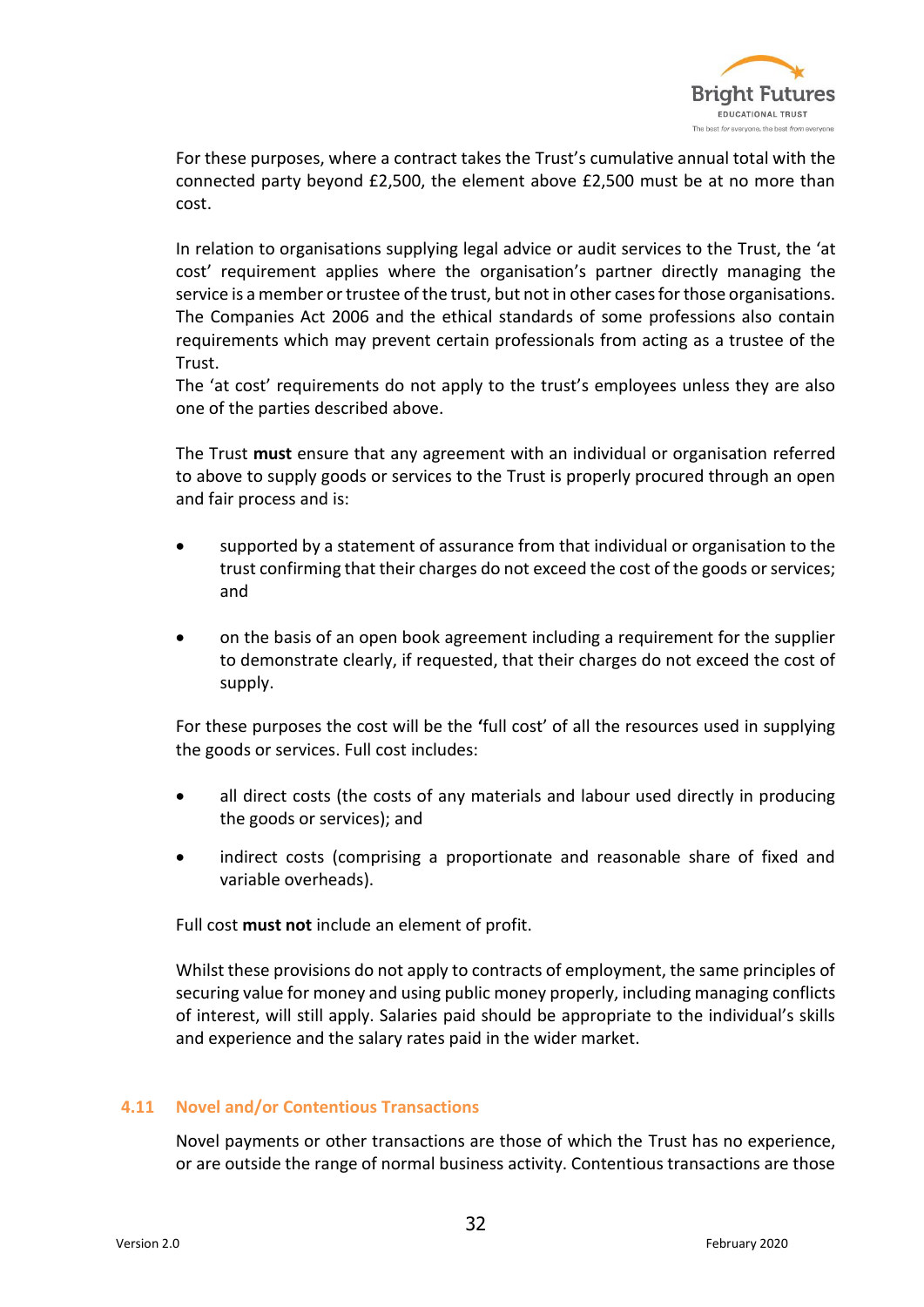For these purposes, where a contract takes the Trust's cumulative annual total with the connected party beyond £2,500, the element above £2,500 must be at no more than cost.

In relation to organisations supplying legal advice or audit services to the Trust, the 'at cost' requirement applies where the organisation's partner directly managing the service is a member or trustee of the trust, but not in other cases for those organisations. The Companies Act 2006 and the ethical standards of some professions also contain requirements which may prevent certain professionals from acting as a trustee of the Trust.
The 'at cost' requirements do not apply to the trust's employees unless they are also one of the parties described above.

The Trust **must** ensure that any agreement with an individual or organisation referred to above to supply goods or services to the Trust is properly procured through an open and fair process and is:

- supported by a statement of assurance from that individual or organisation to the trust confirming that their charges do not exceed the cost of the goods or services; and
- on the basis of an open book agreement including a requirement for the supplier to demonstrate clearly, if requested, that their charges do not exceed the cost of supply.

For these purposes the cost will be the **'**full cost' of all the resources used in supplying the goods or services. Full cost includes:

- all direct costs (the costs of any materials and labour used directly in producing the goods or services); and
- indirect costs (comprising a proportionate and reasonable share of fixed and variable overheads).

Full cost **must not** include an element of profit.

Whilst these provisions do not apply to contracts of employment, the same principles of securing value for money and using public money properly, including managing conflicts of interest, will still apply. Salaries paid should be appropriate to the individual's skills and experience and the salary rates paid in the wider market.

## 4.11 Novel and/or Contentious Transactions

Novel payments or other transactions are those of which the Trust has no experience, or are outside the range of normal business activity. Contentious transactions are those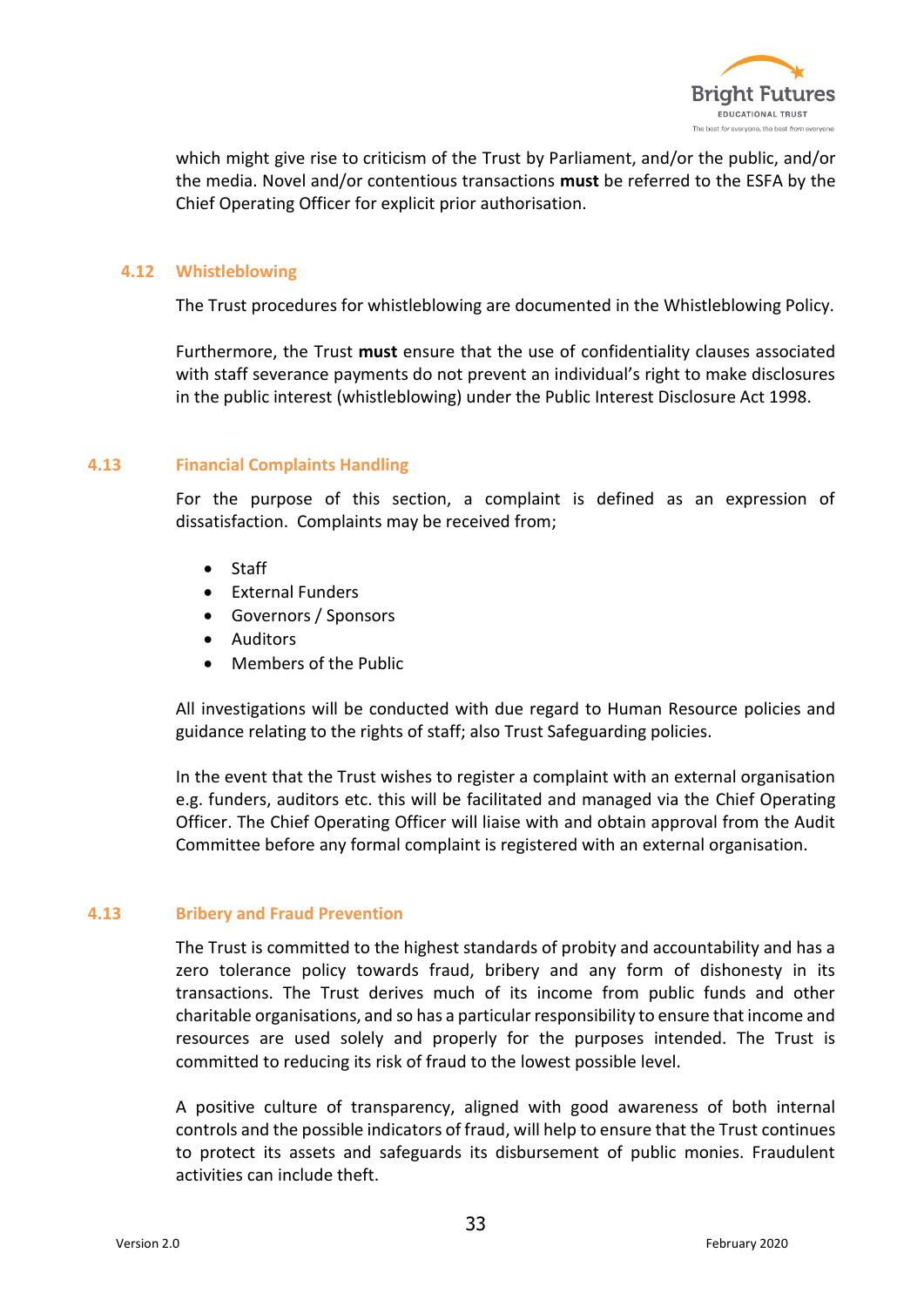which might give rise to criticism of the Trust by Parliament, and/or the public, and/or the media. Novel and/or contentious transactions **must** be referred to the ESFA by the Chief Operating Officer for explicit prior authorisation.

### 4.12 Whistleblowing

The Trust procedures for whistleblowing are documented in the Whistleblowing Policy.

Furthermore, the Trust **must** ensure that the use of confidentiality clauses associated with staff severance payments do not prevent an individual's right to make disclosures in the public interest (whistleblowing) under the Public Interest Disclosure Act 1998.

### 4.13 Financial Complaints Handling

For the purpose of this section, a complaint is defined as an expression of dissatisfaction. Complaints may be received from;

- Staff
- External Funders
- Governors / Sponsors
- Auditors
- Members of the Public

All investigations will be conducted with due regard to Human Resource policies and guidance relating to the rights of staff; also Trust Safeguarding policies.

In the event that the Trust wishes to register a complaint with an external organisation e.g. funders, auditors etc. this will be facilitated and managed via the Chief Operating Officer. The Chief Operating Officer will liaise with and obtain approval from the Audit Committee before any formal complaint is registered with an external organisation.

### 4.13 Bribery and Fraud Prevention

The Trust is committed to the highest standards of probity and accountability and has a zero tolerance policy towards fraud, bribery and any form of dishonesty in its transactions. The Trust derives much of its income from public funds and other charitable organisations, and so has a particular responsibility to ensure that income and resources are used solely and properly for the purposes intended. The Trust is committed to reducing its risk of fraud to the lowest possible level.

A positive culture of transparency, aligned with good awareness of both internal controls and the possible indicators of fraud, will help to ensure that the Trust continues to protect its assets and safeguards its disbursement of public monies. Fraudulent activities can include theft.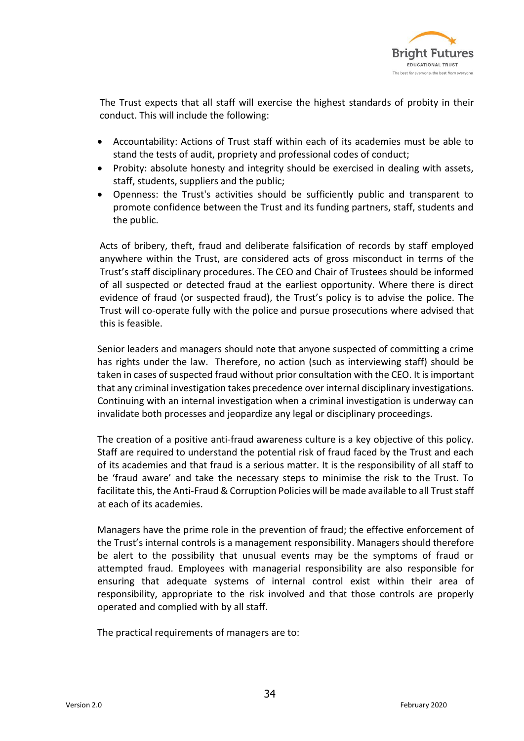The Trust expects that all staff will exercise the highest standards of probity in their conduct. This will include the following:

- Accountability: Actions of Trust staff within each of its academies must be able to stand the tests of audit, propriety and professional codes of conduct;
- Probity: absolute honesty and integrity should be exercised in dealing with assets, staff, students, suppliers and the public;
- Openness: the Trust's activities should be sufficiently public and transparent to promote confidence between the Trust and its funding partners, staff, students and the public.

Acts of bribery, theft, fraud and deliberate falsification of records by staff employed anywhere within the Trust, are considered acts of gross misconduct in terms of the Trust's staff disciplinary procedures. The CEO and Chair of Trustees should be informed of all suspected or detected fraud at the earliest opportunity. Where there is direct evidence of fraud (or suspected fraud), the Trust's policy is to advise the police. The Trust will co-operate fully with the police and pursue prosecutions where advised that this is feasible.

Senior leaders and managers should note that anyone suspected of committing a crime has rights under the law. Therefore, no action (such as interviewing staff) should be taken in cases of suspected fraud without prior consultation with the CEO. It is important that any criminal investigation takes precedence over internal disciplinary investigations. Continuing with an internal investigation when a criminal investigation is underway can invalidate both processes and jeopardize any legal or disciplinary proceedings.

The creation of a positive anti-fraud awareness culture is a key objective of this policy. Staff are required to understand the potential risk of fraud faced by the Trust and each of its academies and that fraud is a serious matter. It is the responsibility of all staff to be 'fraud aware' and take the necessary steps to minimise the risk to the Trust. To facilitate this, the Anti-Fraud & Corruption Policies will be made available to all Trust staff at each of its academies.

Managers have the prime role in the prevention of fraud; the effective enforcement of the Trust's internal controls is a management responsibility. Managers should therefore be alert to the possibility that unusual events may be the symptoms of fraud or attempted fraud. Employees with managerial responsibility are also responsible for ensuring that adequate systems of internal control exist within their area of responsibility, appropriate to the risk involved and that those controls are properly operated and complied with by all staff.

The practical requirements of managers are to: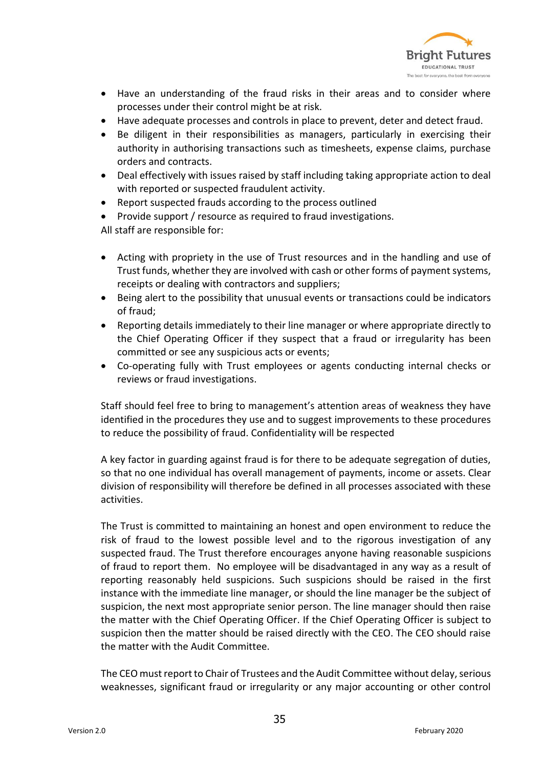- Have an understanding of the fraud risks in their areas and to consider where processes under their control might be at risk.
- Have adequate processes and controls in place to prevent, deter and detect fraud.
- Be diligent in their responsibilities as managers, particularly in exercising their authority in authorising transactions such as timesheets, expense claims, purchase orders and contracts.
- Deal effectively with issues raised by staff including taking appropriate action to deal with reported or suspected fraudulent activity.
- Report suspected frauds according to the process outlined
- Provide support / resource as required to fraud investigations.

All staff are responsible for:

- Acting with propriety in the use of Trust resources and in the handling and use of Trust funds, whether they are involved with cash or other forms of payment systems, receipts or dealing with contractors and suppliers;
- Being alert to the possibility that unusual events or transactions could be indicators of fraud;
- Reporting details immediately to their line manager or where appropriate directly to the Chief Operating Officer if they suspect that a fraud or irregularity has been committed or see any suspicious acts or events;
- Co-operating fully with Trust employees or agents conducting internal checks or reviews or fraud investigations.

Staff should feel free to bring to management's attention areas of weakness they have identified in the procedures they use and to suggest improvements to these procedures to reduce the possibility of fraud. Confidentiality will be respected

A key factor in guarding against fraud is for there to be adequate segregation of duties, so that no one individual has overall management of payments, income or assets. Clear division of responsibility will therefore be defined in all processes associated with these activities.

The Trust is committed to maintaining an honest and open environment to reduce the risk of fraud to the lowest possible level and to the rigorous investigation of any suspected fraud. The Trust therefore encourages anyone having reasonable suspicions of fraud to report them. No employee will be disadvantaged in any way as a result of reporting reasonably held suspicions. Such suspicions should be raised in the first instance with the immediate line manager, or should the line manager be the subject of suspicion, the next most appropriate senior person. The line manager should then raise the matter with the Chief Operating Officer. If the Chief Operating Officer is subject to suspicion then the matter should be raised directly with the CEO. The CEO should raise the matter with the Audit Committee.

The CEO must report to Chair of Trustees and the Audit Committee without delay, serious weaknesses, significant fraud or irregularity or any major accounting or other control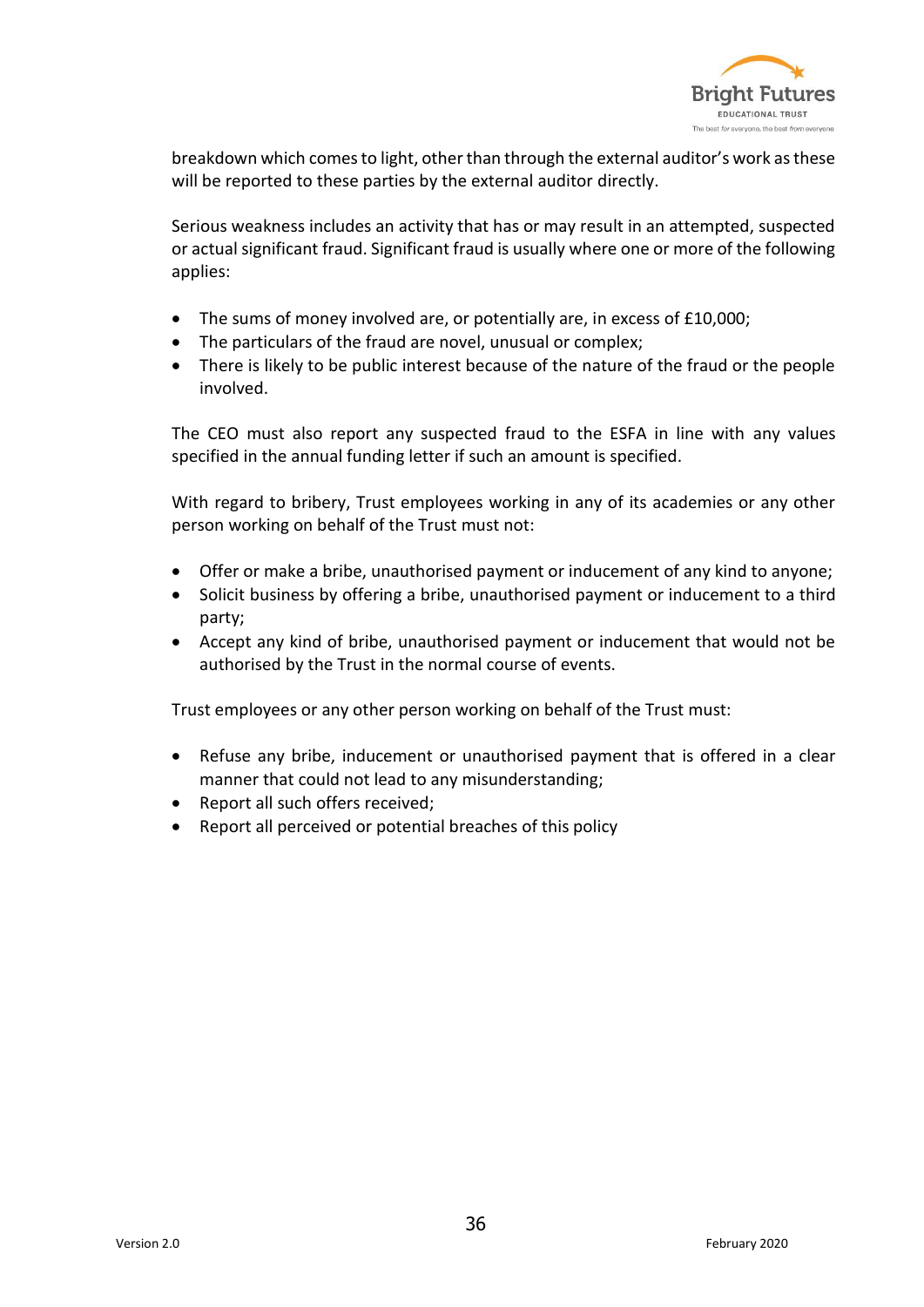breakdown which comes to light, other than through the external auditor's work as these will be reported to these parties by the external auditor directly.

Serious weakness includes an activity that has or may result in an attempted, suspected or actual significant fraud. Significant fraud is usually where one or more of the following applies:

- The sums of money involved are, or potentially are, in excess of £10,000;
- The particulars of the fraud are novel, unusual or complex;
- There is likely to be public interest because of the nature of the fraud or the people involved.

The CEO must also report any suspected fraud to the ESFA in line with any values specified in the annual funding letter if such an amount is specified.

With regard to bribery, Trust employees working in any of its academies or any other person working on behalf of the Trust must not:

- Offer or make a bribe, unauthorised payment or inducement of any kind to anyone;
- Solicit business by offering a bribe, unauthorised payment or inducement to a third party;
- Accept any kind of bribe, unauthorised payment or inducement that would not be authorised by the Trust in the normal course of events.

Trust employees or any other person working on behalf of the Trust must:

- Refuse any bribe, inducement or unauthorised payment that is offered in a clear manner that could not lead to any misunderstanding;
- Report all such offers received;
- Report all perceived or potential breaches of this policy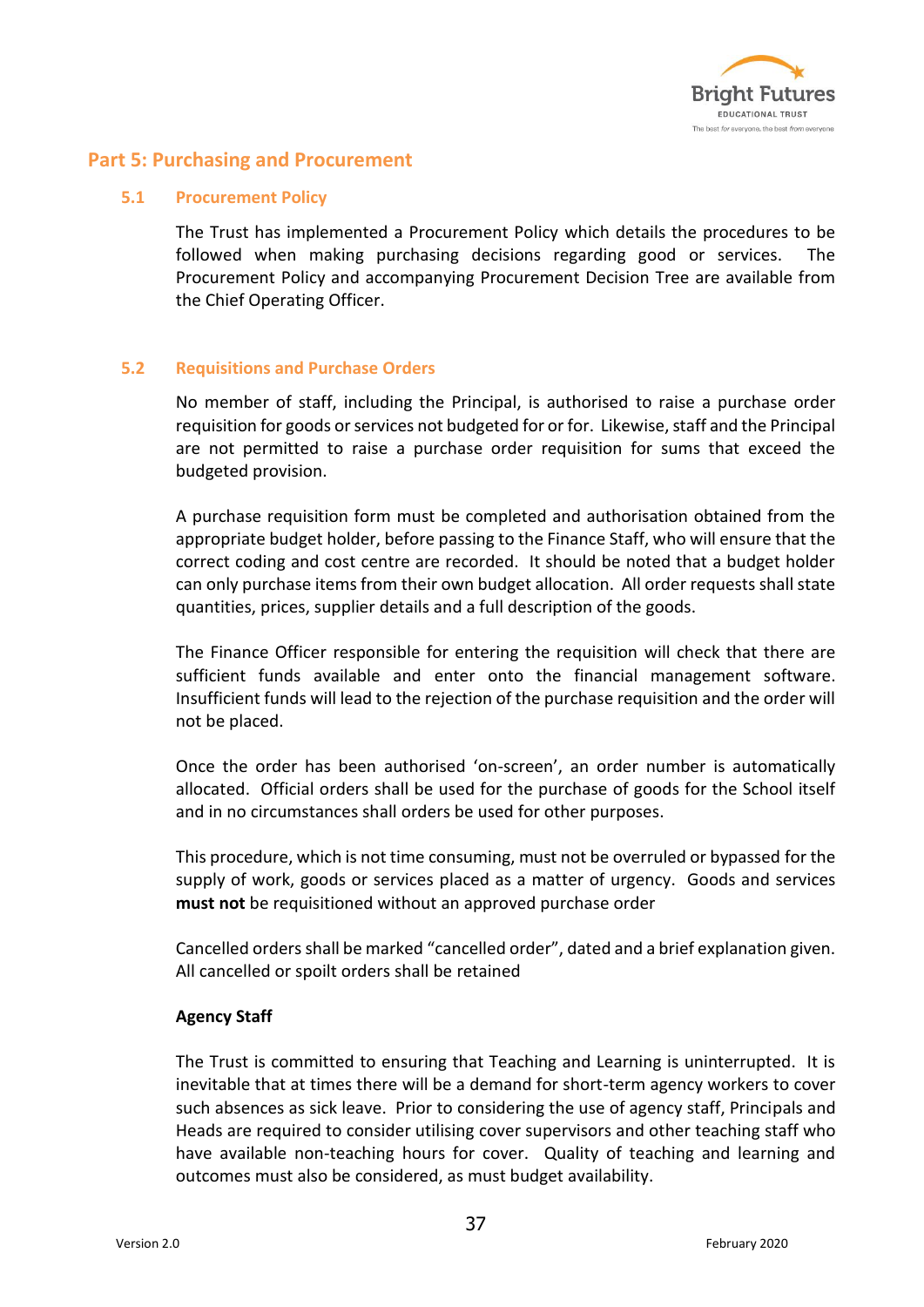## Part 5: Purchasing and Procurement

### 5.1 Procurement Policy

The Trust has implemented a Procurement Policy which details the procedures to be followed when making purchasing decisions regarding good or services. The Procurement Policy and accompanying Procurement Decision Tree are available from the Chief Operating Officer.

### 5.2 Requisitions and Purchase Orders

No member of staff, including the Principal, is authorised to raise a purchase order requisition for goods or services not budgeted for or for. Likewise, staff and the Principal are not permitted to raise a purchase order requisition for sums that exceed the budgeted provision.

A purchase requisition form must be completed and authorisation obtained from the appropriate budget holder, before passing to the Finance Staff, who will ensure that the correct coding and cost centre are recorded. It should be noted that a budget holder can only purchase items from their own budget allocation. All order requests shall state quantities, prices, supplier details and a full description of the goods.

The Finance Officer responsible for entering the requisition will check that there are sufficient funds available and enter onto the financial management software. Insufficient funds will lead to the rejection of the purchase requisition and the order will not be placed.

Once the order has been authorised 'on-screen', an order number is automatically allocated. Official orders shall be used for the purchase of goods for the School itself and in no circumstances shall orders be used for other purposes.

This procedure, which is not time consuming, must not be overruled or bypassed for the supply of work, goods or services placed as a matter of urgency. Goods and services **must not** be requisitioned without an approved purchase order

Cancelled orders shall be marked "cancelled order", dated and a brief explanation given. All cancelled or spoilt orders shall be retained

**Agency Staff**

The Trust is committed to ensuring that Teaching and Learning is uninterrupted. It is inevitable that at times there will be a demand for short-term agency workers to cover such absences as sick leave. Prior to considering the use of agency staff, Principals and Heads are required to consider utilising cover supervisors and other teaching staff who have available non-teaching hours for cover. Quality of teaching and learning and outcomes must also be considered, as must budget availability.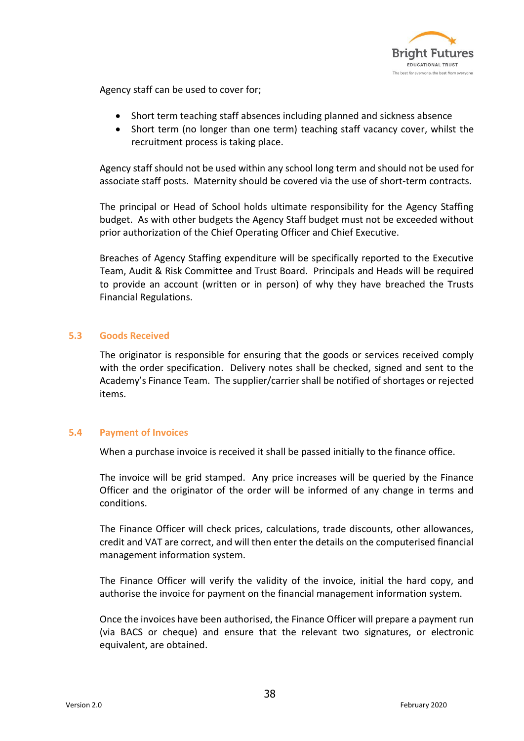Agency staff can be used to cover for;

- Short term teaching staff absences including planned and sickness absence
- Short term (no longer than one term) teaching staff vacancy cover, whilst the recruitment process is taking place.

Agency staff should not be used within any school long term and should not be used for associate staff posts. Maternity should be covered via the use of short-term contracts.

The principal or Head of School holds ultimate responsibility for the Agency Staffing budget. As with other budgets the Agency Staff budget must not be exceeded without prior authorization of the Chief Operating Officer and Chief Executive.

Breaches of Agency Staffing expenditure will be specifically reported to the Executive Team, Audit & Risk Committee and Trust Board. Principals and Heads will be required to provide an account (written or in person) of why they have breached the Trusts Financial Regulations.

### 5.3 Goods Received

The originator is responsible for ensuring that the goods or services received comply with the order specification. Delivery notes shall be checked, signed and sent to the Academy's Finance Team. The supplier/carrier shall be notified of shortages or rejected items.

### 5.4 Payment of Invoices

When a purchase invoice is received it shall be passed initially to the finance office.

The invoice will be grid stamped. Any price increases will be queried by the Finance Officer and the originator of the order will be informed of any change in terms and conditions.

The Finance Officer will check prices, calculations, trade discounts, other allowances, credit and VAT are correct, and will then enter the details on the computerised financial management information system.

The Finance Officer will verify the validity of the invoice, initial the hard copy, and authorise the invoice for payment on the financial management information system.

Once the invoices have been authorised, the Finance Officer will prepare a payment run (via BACS or cheque) and ensure that the relevant two signatures, or electronic equivalent, are obtained.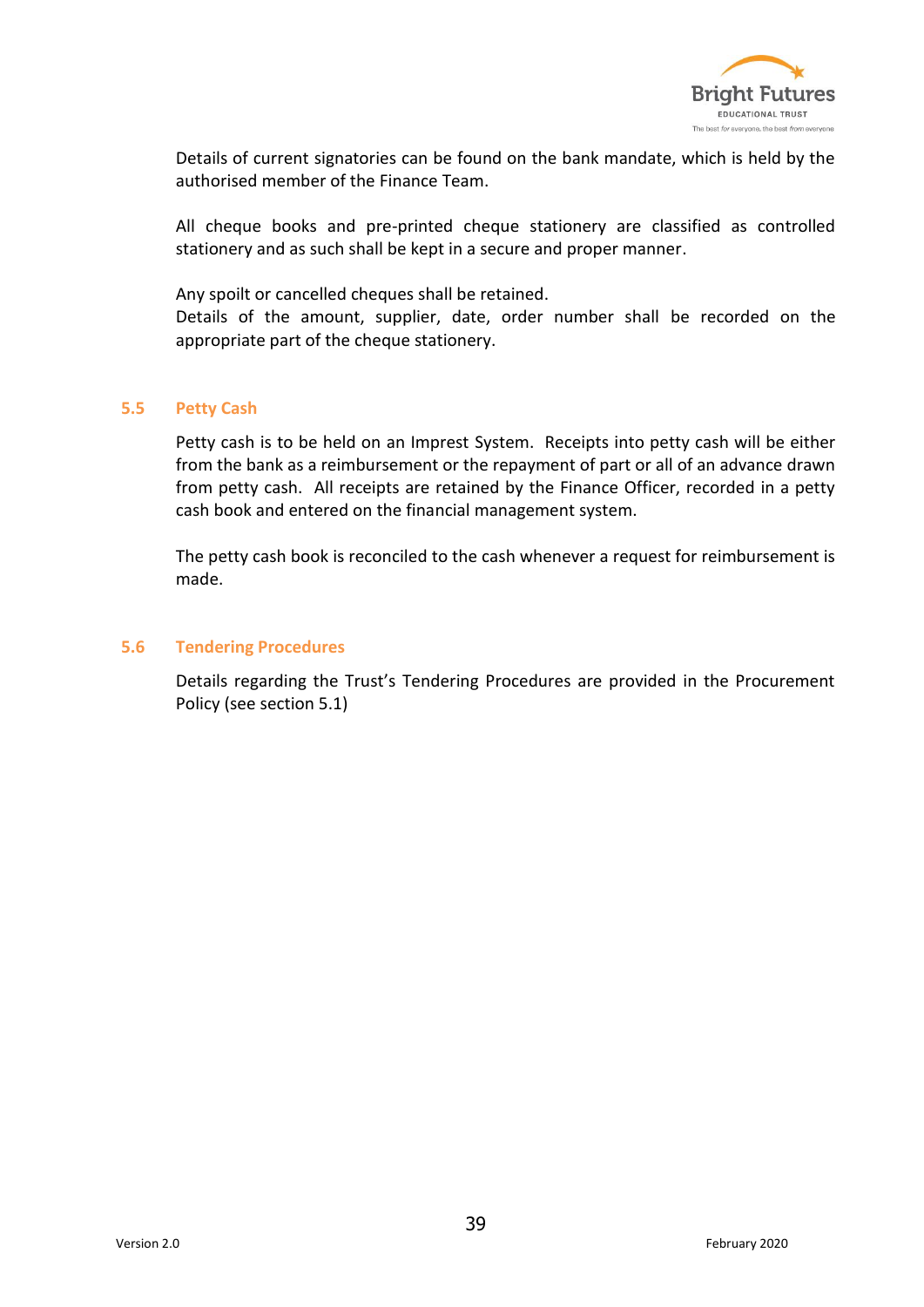Details of current signatories can be found on the bank mandate, which is held by the authorised member of the Finance Team.

All cheque books and pre-printed cheque stationery are classified as controlled stationery and as such shall be kept in a secure and proper manner.

Any spoilt or cancelled cheques shall be retained.
Details of the amount, supplier, date, order number shall be recorded on the appropriate part of the cheque stationery.

### 5.5 Petty Cash

Petty cash is to be held on an Imprest System. Receipts into petty cash will be either from the bank as a reimbursement or the repayment of part or all of an advance drawn from petty cash. All receipts are retained by the Finance Officer, recorded in a petty cash book and entered on the financial management system.

The petty cash book is reconciled to the cash whenever a request for reimbursement is made.

### 5.6 Tendering Procedures

Details regarding the Trust's Tendering Procedures are provided in the Procurement Policy (see section 5.1)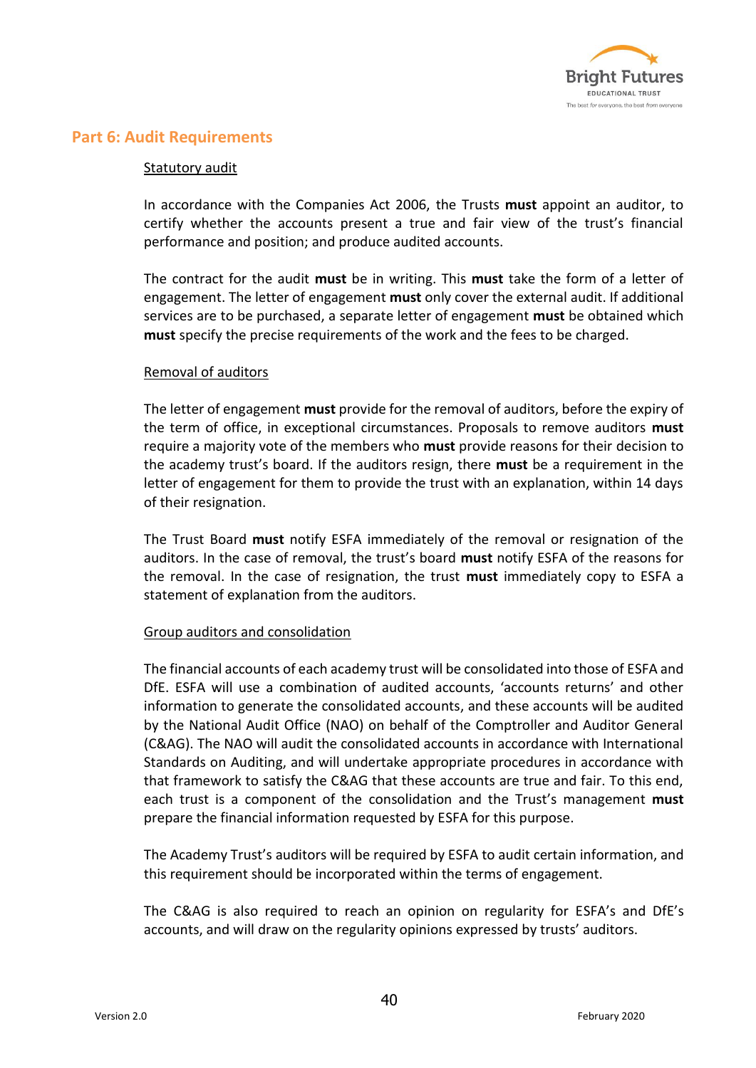## Part 6: Audit Requirements

Statutory audit

In accordance with the Companies Act 2006, the Trusts **must** appoint an auditor, to certify whether the accounts present a true and fair view of the trust's financial performance and position; and produce audited accounts.

The contract for the audit **must** be in writing. This **must** take the form of a letter of engagement. The letter of engagement **must** only cover the external audit. If additional services are to be purchased, a separate letter of engagement **must** be obtained which **must** specify the precise requirements of the work and the fees to be charged.

Removal of auditors

The letter of engagement **must** provide for the removal of auditors, before the expiry of the term of office, in exceptional circumstances. Proposals to remove auditors **must** require a majority vote of the members who **must** provide reasons for their decision to the academy trust's board. If the auditors resign, there **must** be a requirement in the letter of engagement for them to provide the trust with an explanation, within 14 days of their resignation.

The Trust Board **must** notify ESFA immediately of the removal or resignation of the auditors. In the case of removal, the trust's board **must** notify ESFA of the reasons for the removal. In the case of resignation, the trust **must** immediately copy to ESFA a statement of explanation from the auditors.

Group auditors and consolidation

The financial accounts of each academy trust will be consolidated into those of ESFA and DfE. ESFA will use a combination of audited accounts, 'accounts returns' and other information to generate the consolidated accounts, and these accounts will be audited by the National Audit Office (NAO) on behalf of the Comptroller and Auditor General (C&AG). The NAO will audit the consolidated accounts in accordance with International Standards on Auditing, and will undertake appropriate procedures in accordance with that framework to satisfy the C&AG that these accounts are true and fair. To this end, each trust is a component of the consolidation and the Trust's management **must** prepare the financial information requested by ESFA for this purpose.

The Academy Trust's auditors will be required by ESFA to audit certain information, and this requirement should be incorporated within the terms of engagement.

The C&AG is also required to reach an opinion on regularity for ESFA's and DfE's accounts, and will draw on the regularity opinions expressed by trusts' auditors.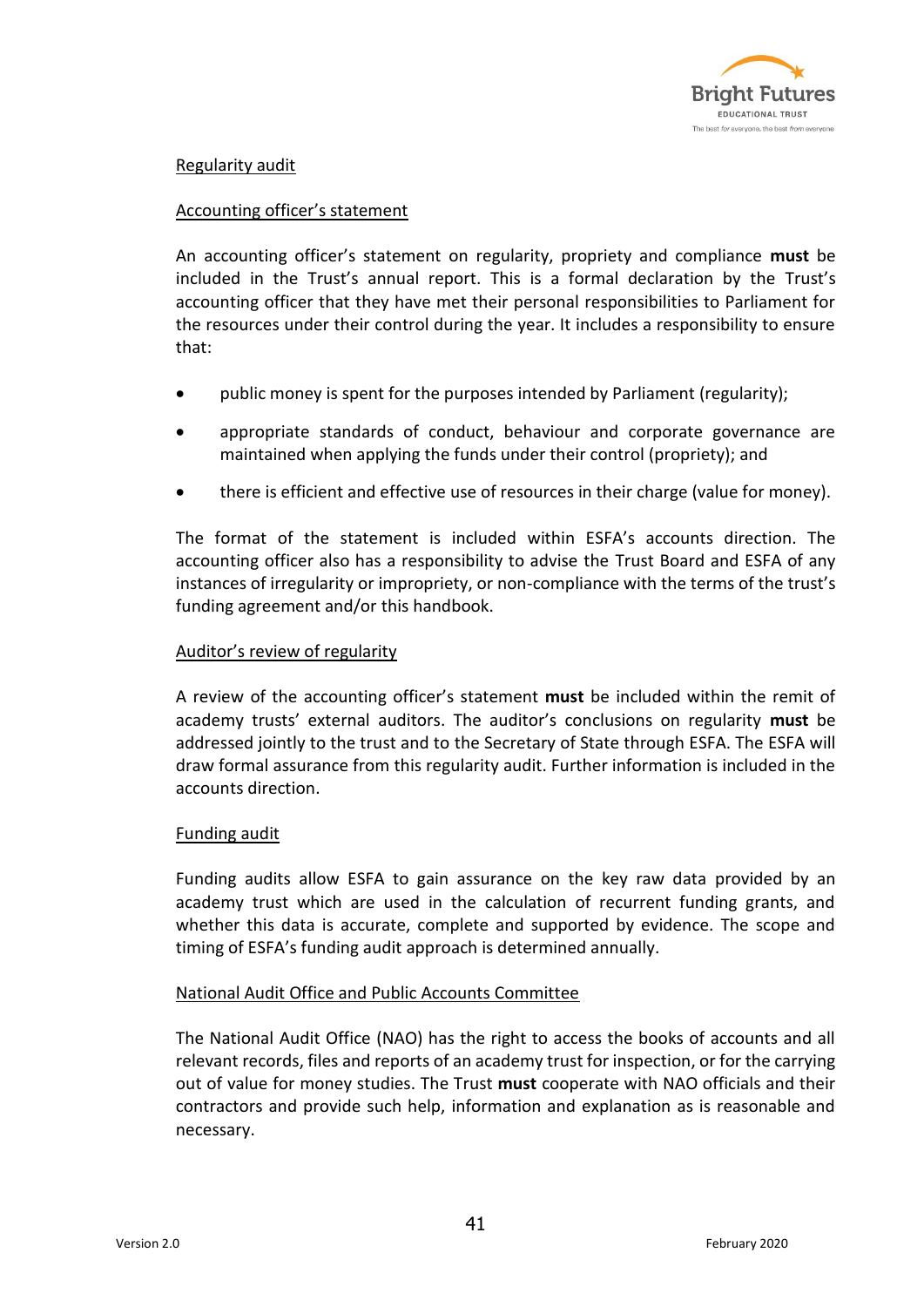## Regularity audit

### Accounting officer's statement

An accounting officer's statement on regularity, propriety and compliance **must** be included in the Trust's annual report. This is a formal declaration by the Trust's accounting officer that they have met their personal responsibilities to Parliament for the resources under their control during the year. It includes a responsibility to ensure that:

- public money is spent for the purposes intended by Parliament (regularity);
- appropriate standards of conduct, behaviour and corporate governance are maintained when applying the funds under their control (propriety); and
- there is efficient and effective use of resources in their charge (value for money).

The format of the statement is included within ESFA's accounts direction. The accounting officer also has a responsibility to advise the Trust Board and ESFA of any instances of irregularity or impropriety, or non-compliance with the terms of the trust's funding agreement and/or this handbook.

### Auditor's review of regularity

A review of the accounting officer's statement **must** be included within the remit of academy trusts' external auditors. The auditor's conclusions on regularity **must** be addressed jointly to the trust and to the Secretary of State through ESFA. The ESFA will draw formal assurance from this regularity audit. Further information is included in the accounts direction.

## Funding audit

Funding audits allow ESFA to gain assurance on the key raw data provided by an academy trust which are used in the calculation of recurrent funding grants, and whether this data is accurate, complete and supported by evidence. The scope and timing of ESFA's funding audit approach is determined annually.

## National Audit Office and Public Accounts Committee

The National Audit Office (NAO) has the right to access the books of accounts and all relevant records, files and reports of an academy trust for inspection, or for the carrying out of value for money studies. The Trust **must** cooperate with NAO officials and their contractors and provide such help, information and explanation as is reasonable and necessary.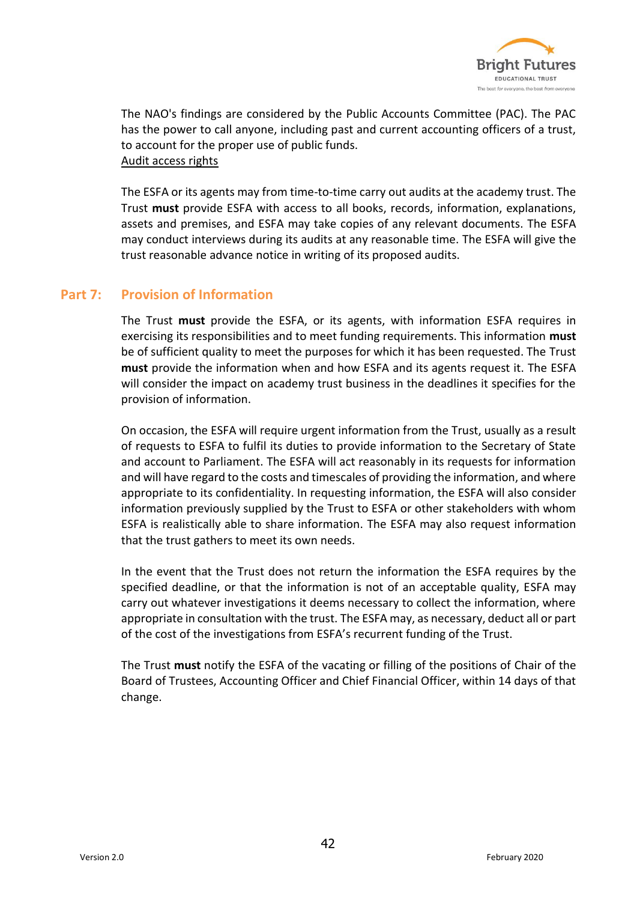The NAO's findings are considered by the Public Accounts Committee (PAC). The PAC has the power to call anyone, including past and current accounting officers of a trust, to account for the proper use of public funds.

Audit access rights

The ESFA or its agents may from time-to-time carry out audits at the academy trust. The Trust **must** provide ESFA with access to all books, records, information, explanations, assets and premises, and ESFA may take copies of any relevant documents. The ESFA may conduct interviews during its audits at any reasonable time. The ESFA will give the trust reasonable advance notice in writing of its proposed audits.

## Part 7: Provision of Information

The Trust **must** provide the ESFA, or its agents, with information ESFA requires in exercising its responsibilities and to meet funding requirements. This information **must** be of sufficient quality to meet the purposes for which it has been requested. The Trust **must** provide the information when and how ESFA and its agents request it. The ESFA will consider the impact on academy trust business in the deadlines it specifies for the provision of information.

On occasion, the ESFA will require urgent information from the Trust, usually as a result of requests to ESFA to fulfil its duties to provide information to the Secretary of State and account to Parliament. The ESFA will act reasonably in its requests for information and will have regard to the costs and timescales of providing the information, and where appropriate to its confidentiality. In requesting information, the ESFA will also consider information previously supplied by the Trust to ESFA or other stakeholders with whom ESFA is realistically able to share information. The ESFA may also request information that the trust gathers to meet its own needs.

In the event that the Trust does not return the information the ESFA requires by the specified deadline, or that the information is not of an acceptable quality, ESFA may carry out whatever investigations it deems necessary to collect the information, where appropriate in consultation with the trust. The ESFA may, as necessary, deduct all or part of the cost of the investigations from ESFA's recurrent funding of the Trust.

The Trust **must** notify the ESFA of the vacating or filling of the positions of Chair of the Board of Trustees, Accounting Officer and Chief Financial Officer, within 14 days of that change.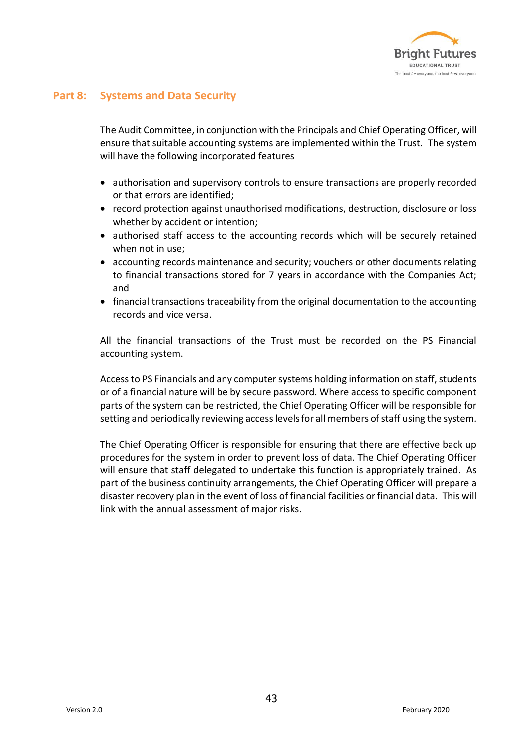## Part 8: Systems and Data Security

The Audit Committee, in conjunction with the Principals and Chief Operating Officer, will ensure that suitable accounting systems are implemented within the Trust. The system will have the following incorporated features

- authorisation and supervisory controls to ensure transactions are properly recorded or that errors are identified;
- record protection against unauthorised modifications, destruction, disclosure or loss whether by accident or intention;
- authorised staff access to the accounting records which will be securely retained when not in use;
- accounting records maintenance and security; vouchers or other documents relating to financial transactions stored for 7 years in accordance with the Companies Act; and
- financial transactions traceability from the original documentation to the accounting records and vice versa.

All the financial transactions of the Trust must be recorded on the PS Financial accounting system.

Access to PS Financials and any computer systems holding information on staff, students or of a financial nature will be by secure password. Where access to specific component parts of the system can be restricted, the Chief Operating Officer will be responsible for setting and periodically reviewing access levels for all members of staff using the system.

The Chief Operating Officer is responsible for ensuring that there are effective back up procedures for the system in order to prevent loss of data. The Chief Operating Officer will ensure that staff delegated to undertake this function is appropriately trained. As part of the business continuity arrangements, the Chief Operating Officer will prepare a disaster recovery plan in the event of loss of financial facilities or financial data. This will link with the annual assessment of major risks.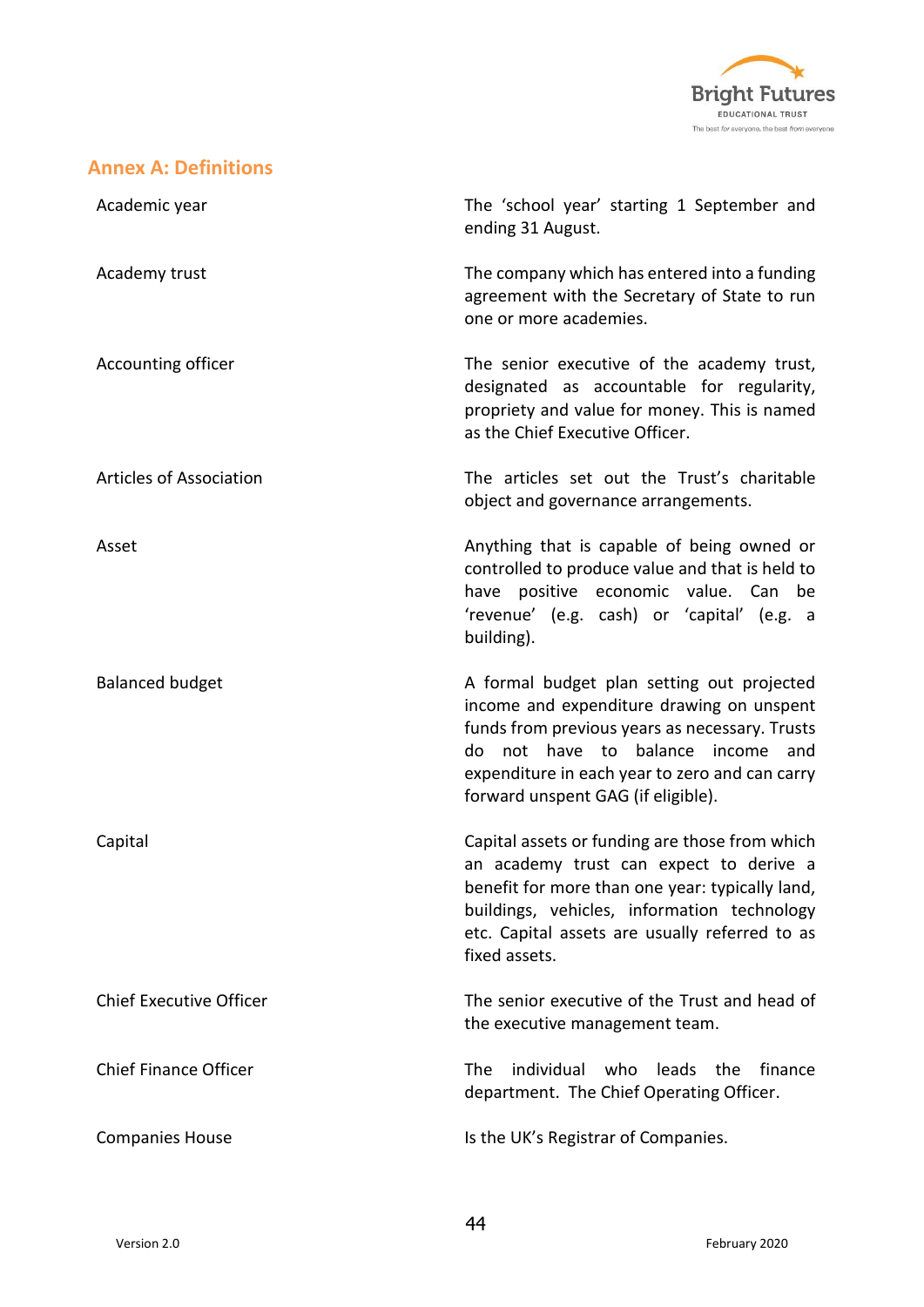## Annex A: Definitions

| | |
|---|---|
| Academic year | The 'school year' starting 1 September and ending 31 August. |
| Academy trust | The company which has entered into a funding agreement with the Secretary of State to run one or more academies. |
| Accounting officer | The senior executive of the academy trust, designated as accountable for regularity, propriety and value for money. This is named as the Chief Executive Officer. |
| Articles of Association | The articles set out the Trust's charitable object and governance arrangements. |
| Asset | Anything that is capable of being owned or controlled to produce value and that is held to have positive economic value. Can be 'revenue' (e.g. cash) or 'capital' (e.g. a building). |
| Balanced budget | A formal budget plan setting out projected income and expenditure drawing on unspent funds from previous years as necessary. Trusts do not have to balance income and expenditure in each year to zero and can carry forward unspent GAG (if eligible). |
| Capital | Capital assets or funding are those from which an academy trust can expect to derive a benefit for more than one year: typically land, buildings, vehicles, information technology etc. Capital assets are usually referred to as fixed assets. |
| Chief Executive Officer | The senior executive of the Trust and head of the executive management team. |
| Chief Finance Officer | The individual who leads the finance department. The Chief Operating Officer. |
| Companies House | Is the UK's Registrar of Companies. |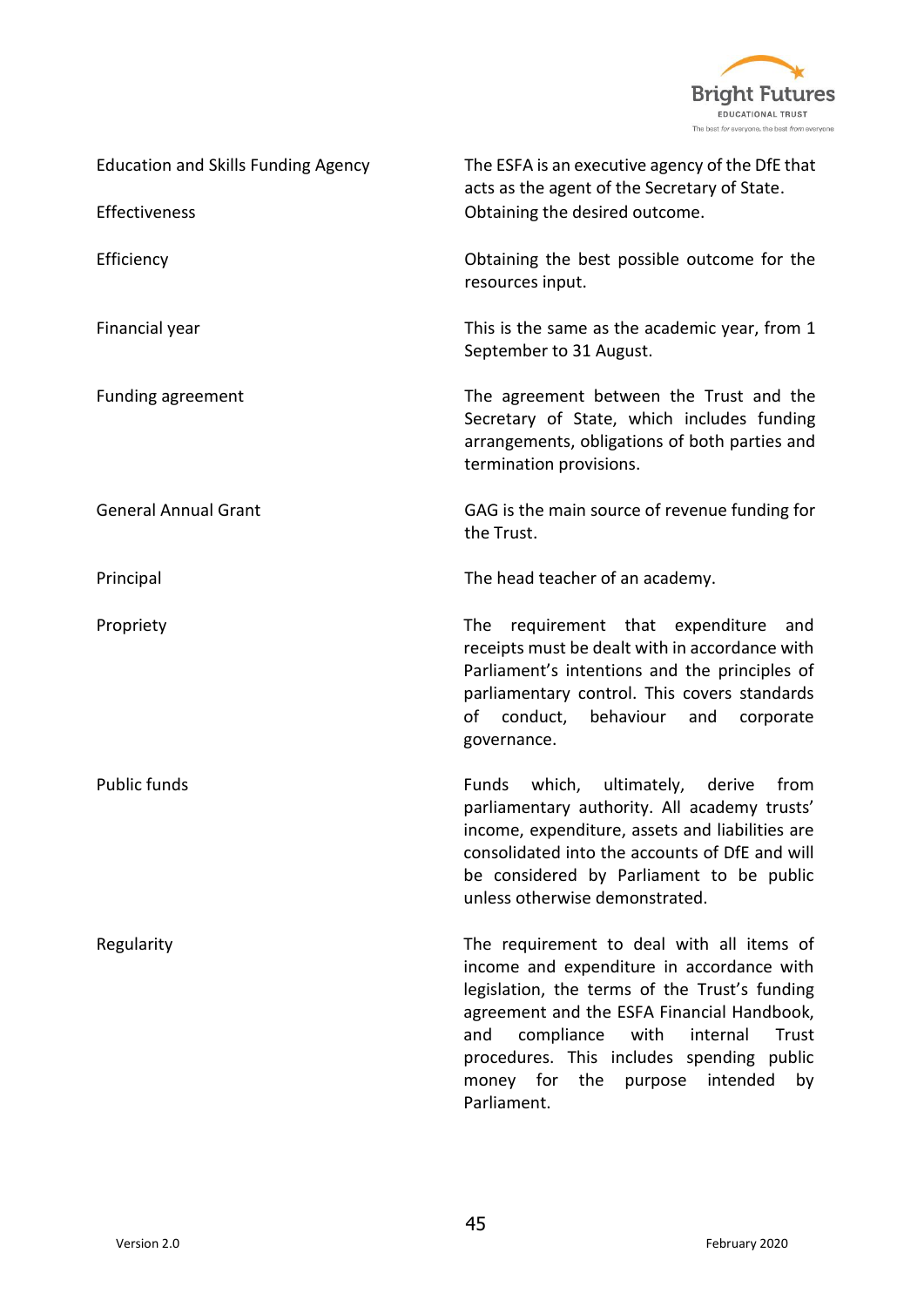| | |
|---|---|
| Education and Skills Funding Agency | The ESFA is an executive agency of the DfE that acts as the agent of the Secretary of State. |
| Effectiveness | Obtaining the desired outcome. |
| Efficiency | Obtaining the best possible outcome for the resources input. |
| Financial year | This is the same as the academic year, from 1 September to 31 August. |
| Funding agreement | The agreement between the Trust and the Secretary of State, which includes funding arrangements, obligations of both parties and termination provisions. |
| General Annual Grant | GAG is the main source of revenue funding for the Trust. |
| Principal | The head teacher of an academy. |
| Propriety | The requirement that expenditure and receipts must be dealt with in accordance with Parliament's intentions and the principles of parliamentary control. This covers standards of conduct, behaviour and corporate governance. |
| Public funds | Funds which, ultimately, derive from parliamentary authority. All academy trusts' income, expenditure, assets and liabilities are consolidated into the accounts of DfE and will be considered by Parliament to be public unless otherwise demonstrated. |
| Regularity | The requirement to deal with all items of income and expenditure in accordance with legislation, the terms of the Trust's funding agreement and the ESFA Financial Handbook, and compliance with internal Trust procedures. This includes spending public money for the purpose intended by Parliament. |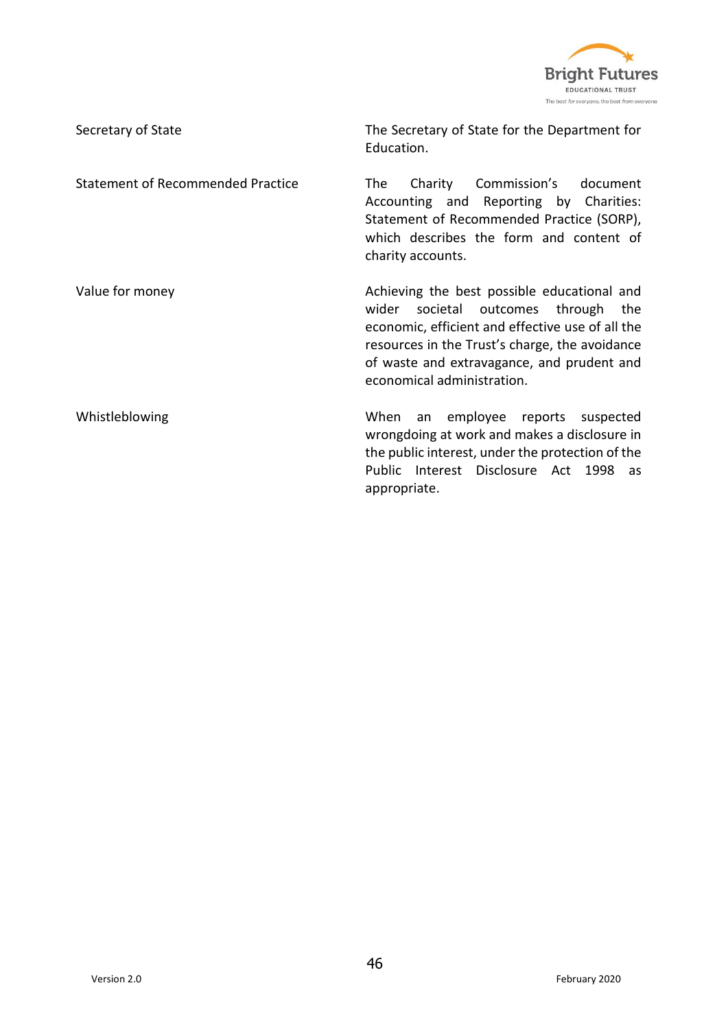| | |
|---|---|
| Secretary of State | The Secretary of State for the Department for Education. |
| Statement of Recommended Practice | The Charity Commission's document Accounting and Reporting by Charities: Statement of Recommended Practice (SORP), which describes the form and content of charity accounts. |
| Value for money | Achieving the best possible educational and wider societal outcomes through the economic, efficient and effective use of all the resources in the Trust's charge, the avoidance of waste and extravagance, and prudent and economical administration. |
| Whistleblowing | When an employee reports suspected wrongdoing at work and makes a disclosure in the public interest, under the protection of the Public Interest Disclosure Act 1998 as appropriate. |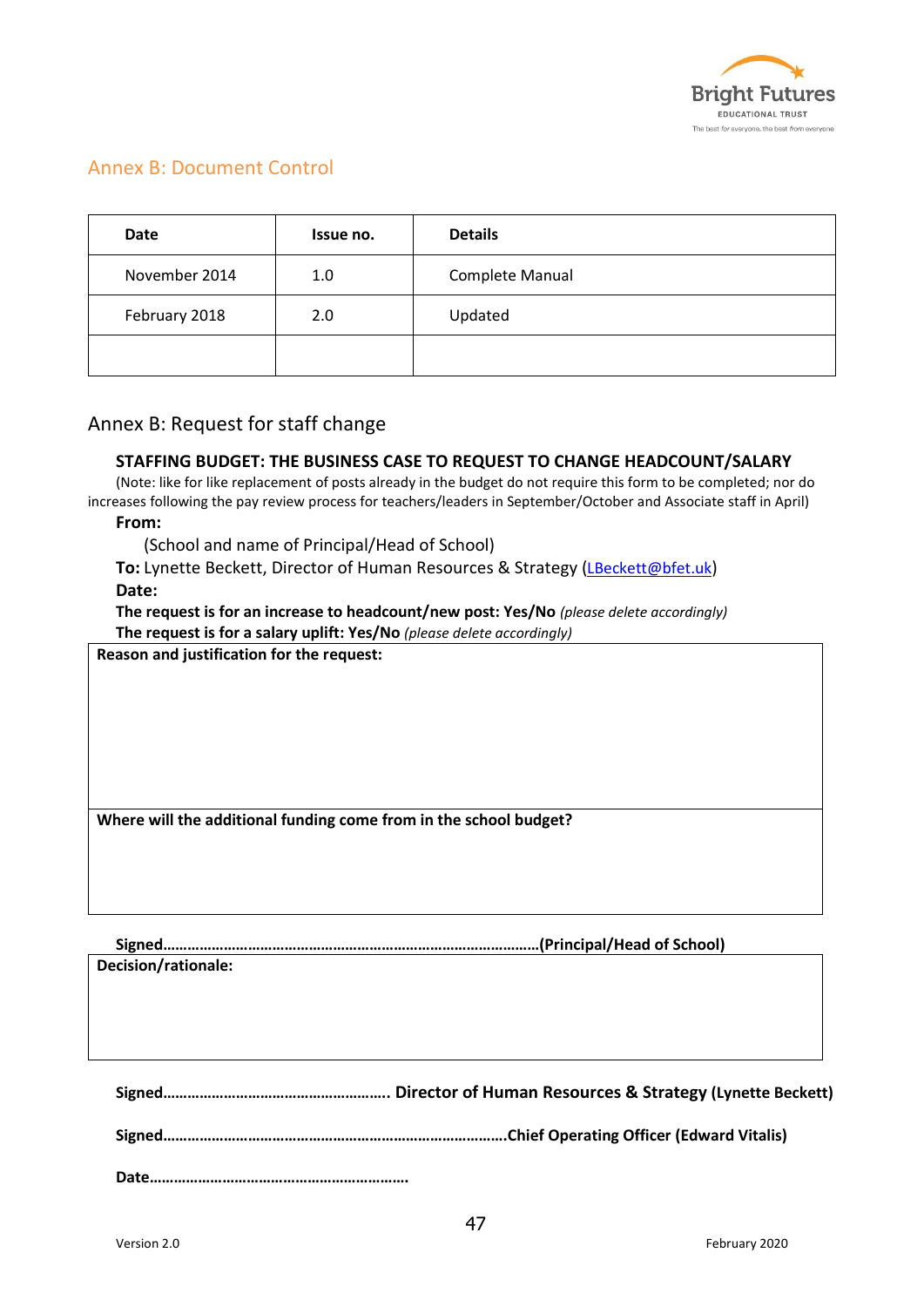## Annex B: Document Control

| Date | Issue no. | Details |
|---|---|---|
| November 2014 | 1.0 | Complete Manual |
| February 2018 | 2.0 | Updated |
| | | |

## Annex B: Request for staff change

**STAFFING BUDGET: THE BUSINESS CASE TO REQUEST TO CHANGE HEADCOUNT/SALARY**

(Note: like for like replacement of posts already in the budget do not require this form to be completed; nor do increases following the pay review process for teachers/leaders in September/October and Associate staff in April)

**From:**

(School and name of Principal/Head of School)

**To:** Lynette Beckett, Director of Human Resources & Strategy (LBeckett@bfet.uk)

**Date:**

**The request is for an increase to headcount/new post: Yes/No** *(please delete accordingly)*

**The request is for a salary uplift: Yes/No** *(please delete accordingly)*

| **Reason and justification for the request:** |
|---|
| |
| **Where will the additional funding come from in the school budget?** |
| |

**Signed………………………………………………………………………………(Principal/Head of School)**

| **Decision/rationale:** |
|---|
| |

**Signed……………………………………………….. Director of Human Resources & Strategy (Lynette Beckett)**

**Signed………………………………………………………………………Chief Operating Officer (Edward Vitalis)**

**Date………………………………………………………**